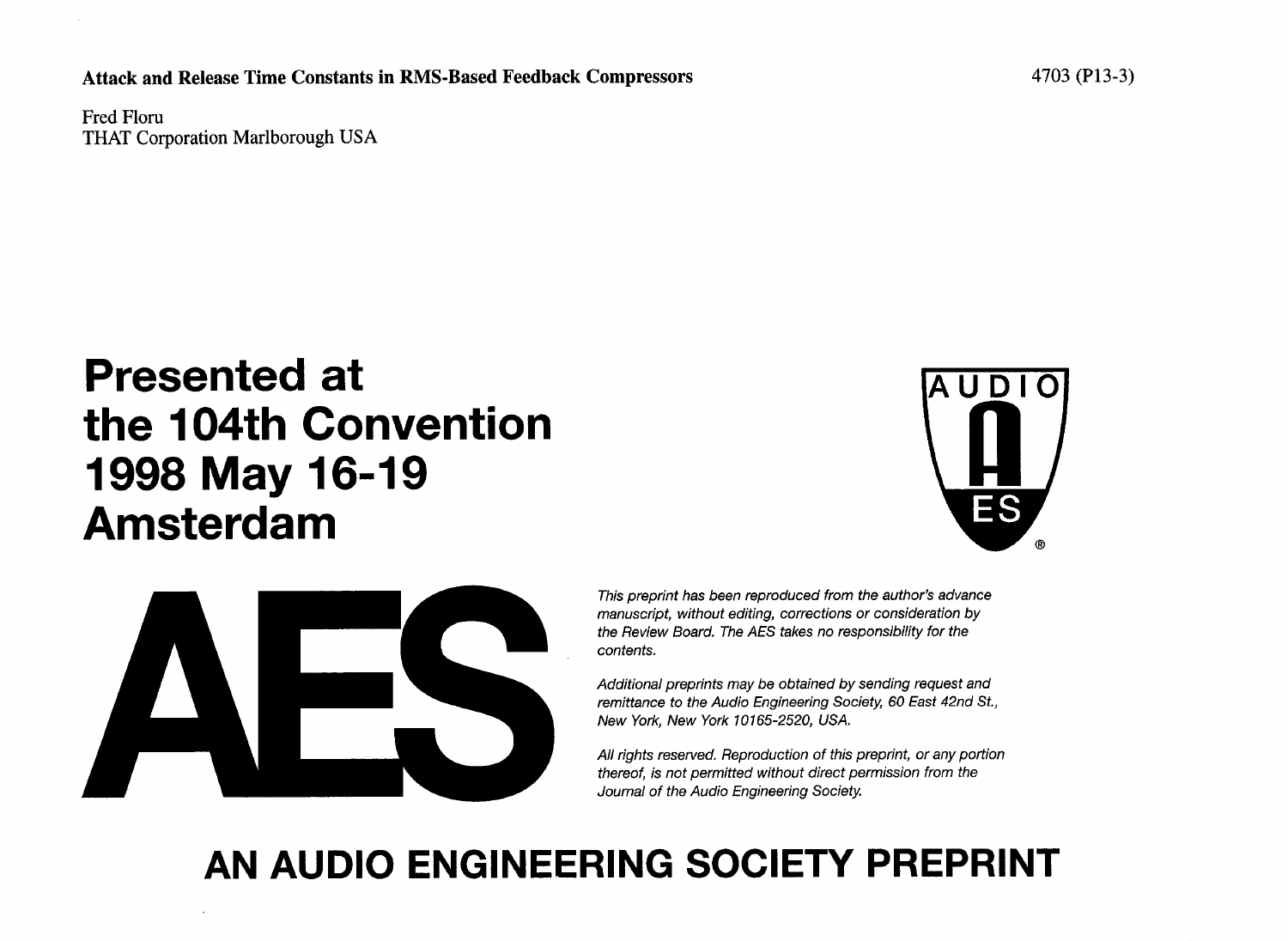**Attack and Release Time Constants in RMS-Based Feedback Compressors**

4703 (P13-3)

Fred Floru
THAT Corporation Marlborough USA

# Presented at the 104th Convention 1998 May 16-19 Amsterdam

AUDIO AES

AES

*This preprint has been reproduced from the author's advance manuscript, without editing, corrections or consideration by the Review Board. The AES takes no responsibility for the contents.*

*Additional preprints may be obtained by sending request and remittance to the Audio Engineering Society, 60 East 42nd St., New York, New York 10165-2520, USA.*

*All rights reserved. Reproduction of this preprint, or any portion thereof, is not permitted without direct permission from the Journal of the Audio Engineering Society.*

## AN AUDIO ENGINEERING SOCIETY PREPRINT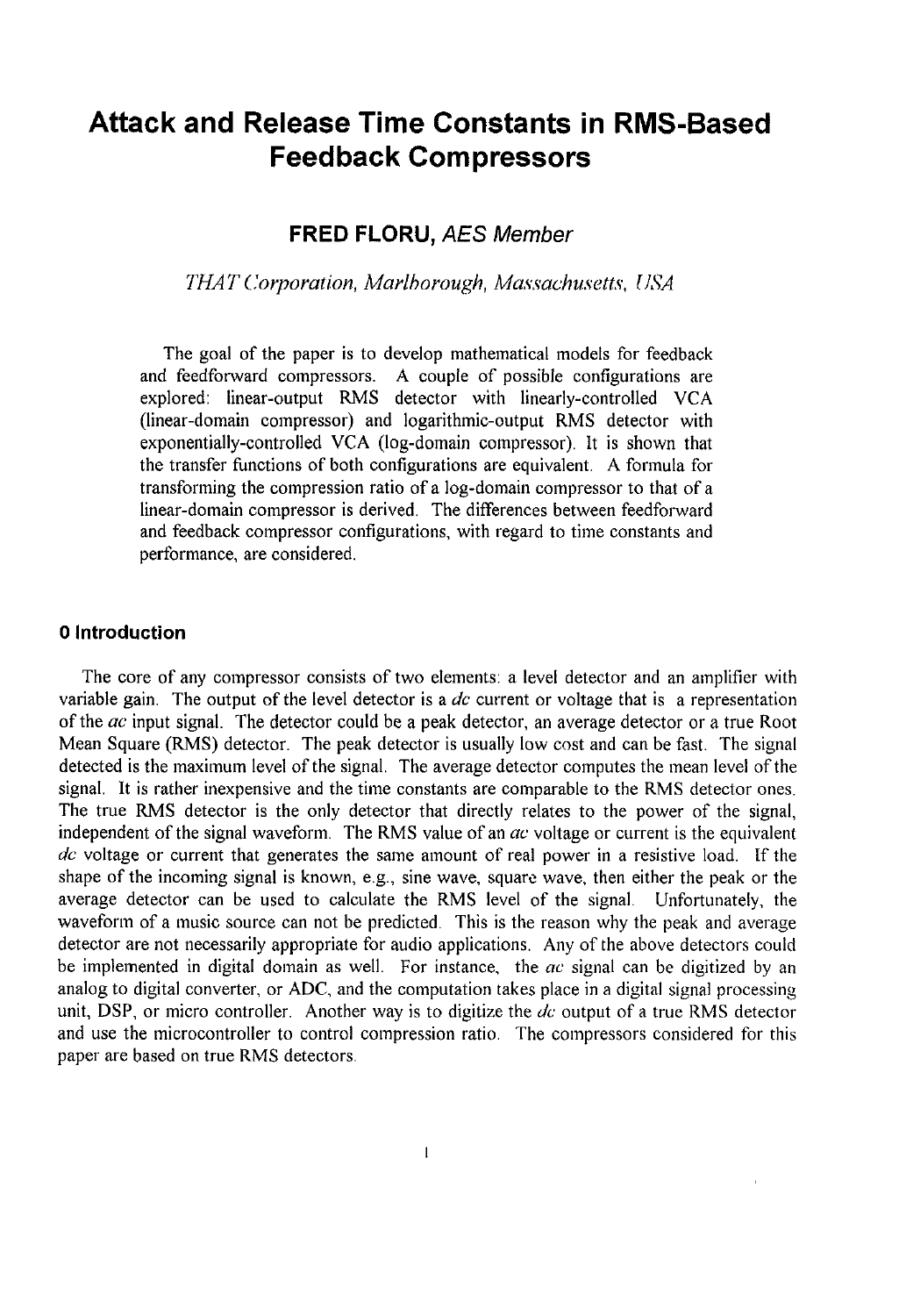# Attack and Release Time Constants in RMS-Based Feedback Compressors

**FRED FLORU,** *AES Member*

*THAT Corporation, Marlborough, Massachusetts, USA*

The goal of the paper is to develop mathematical models for feedback and feedforward compressors. A couple of possible configurations are explored: linear-output RMS detector with linearly-controlled VCA (linear-domain compressor) and logarithmic-output RMS detector with exponentially-controlled VCA (log-domain compressor). It is shown that the transfer functions of both configurations are equivalent. A formula for transforming the compression ratio of a log-domain compressor to that of a linear-domain compressor is derived. The differences between feedforward and feedback compressor configurations, with regard to time constants and performance, are considered.

## 0 Introduction

The core of any compressor consists of two elements: a level detector and an amplifier with variable gain. The output of the level detector is a *dc* current or voltage that is a representation of the *ac* input signal. The detector could be a peak detector, an average detector or a true Root Mean Square (RMS) detector. The peak detector is usually low cost and can be fast. The signal detected is the maximum level of the signal. The average detector computes the mean level of the signal. It is rather inexpensive and the time constants are comparable to the RMS detector ones. The true RMS detector is the only detector that directly relates to the power of the signal, independent of the signal waveform. The RMS value of an *ac* voltage or current is the equivalent *dc* voltage or current that generates the same amount of real power in a resistive load. If the shape of the incoming signal is known, e.g., sine wave, square wave, then either the peak or the average detector can be used to calculate the RMS level of the signal. Unfortunately, the waveform of a music source can not be predicted. This is the reason why the peak and average detector are not necessarily appropriate for audio applications. Any of the above detectors could be implemented in digital domain as well. For instance, the *ac* signal can be digitized by an analog to digital converter, or ADC, and the computation takes place in a digital signal processing unit, DSP, or micro controller. Another way is to digitize the *dc* output of a true RMS detector and use the microcontroller to control compression ratio. The compressors considered for this paper are based on true RMS detectors.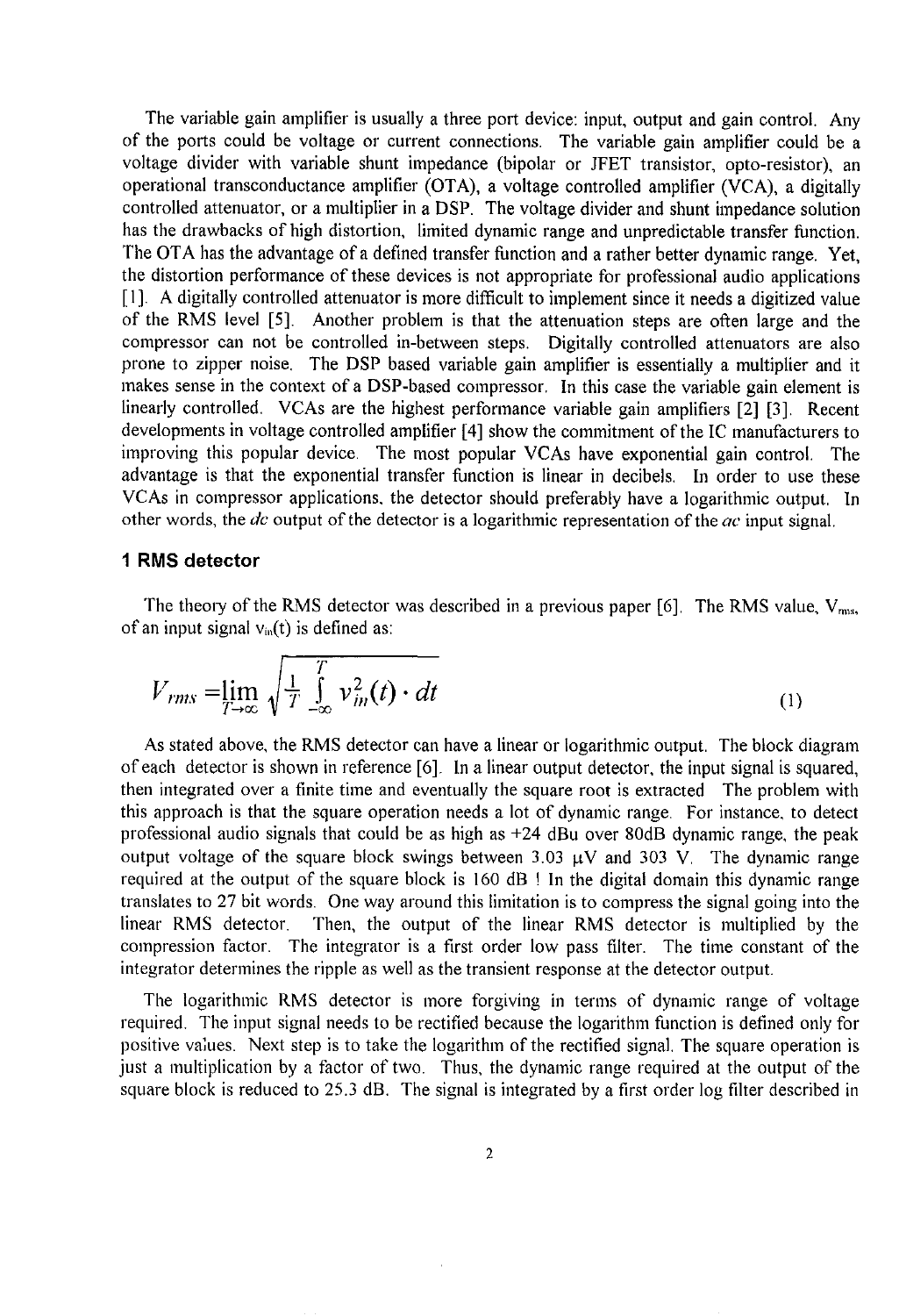The variable gain amplifier is usually a three port device: input, output and gain control. Any of the ports could be voltage or current connections. The variable gain amplifier could be a voltage divider with variable shunt impedance (bipolar or JFET transistor, opto-resistor), an operational transconductance amplifier (OTA), a voltage controlled amplifier (VCA), a digitally controlled attenuator, or a multiplier in a DSP. The voltage divider and shunt impedance solution has the drawbacks of high distortion, limited dynamic range and unpredictable transfer function. The OTA has the advantage of a defined transfer function and a rather better dynamic range. Yet, the distortion performance of these devices is not appropriate for professional audio applications [1]. A digitally controlled attenuator is more difficult to implement since it needs a digitized value of the RMS level [5]. Another problem is that the attenuation steps are often large and the compressor can not be controlled in-between steps. Digitally controlled attenuators are also prone to zipper noise. The DSP based variable gain amplifier is essentially a multiplier and it makes sense in the context of a DSP-based compressor. In this case the variable gain element is linearly controlled. VCAs are the highest performance variable gain amplifiers [2] [3]. Recent developments in voltage controlled amplifier [4] show the commitment of the IC manufacturers to improving this popular device. The most popular VCAs have exponential gain control. The advantage is that the exponential transfer function is linear in decibels. In order to use these VCAs in compressor applications, the detector should preferably have a logarithmic output. In other words, the *dc* output of the detector is a logarithmic representation of the *ac* input signal.

## 1 RMS detector

The theory of the RMS detector was described in a previous paper [6]. The RMS value, $V_{rms}$, of an input signal $v_{in}(t)$ is defined as:

$$V_{rms} = \lim_{T \to \infty} \sqrt{\frac{1}{T} \int_{-\infty}^{T} v_{in}^2(t) \cdot dt} \tag{1}$$

As stated above, the RMS detector can have a linear or logarithmic output. The block diagram of each detector is shown in reference [6]. In a linear output detector, the input signal is squared, then integrated over a finite time and eventually the square root is extracted The problem with this approach is that the square operation needs a lot of dynamic range. For instance, to detect professional audio signals that could be as high as +24 dBu over 80dB dynamic range, the peak output voltage of the square block swings between 3.03 μV and 303 V. The dynamic range required at the output of the square block is 160 dB ! In the digital domain this dynamic range translates to 27 bit words. One way around this limitation is to compress the signal going into the linear RMS detector. Then, the output of the linear RMS detector is multiplied by the compression factor. The integrator is a first order low pass filter. The time constant of the integrator determines the ripple as well as the transient response at the detector output.

The logarithmic RMS detector is more forgiving in terms of dynamic range of voltage required. The input signal needs to be rectified because the logarithm function is defined only for positive values. Next step is to take the logarithm of the rectified signal. The square operation is just a multiplication by a factor of two. Thus, the dynamic range required at the output of the square block is reduced to 25.3 dB. The signal is integrated by a first order log filter described in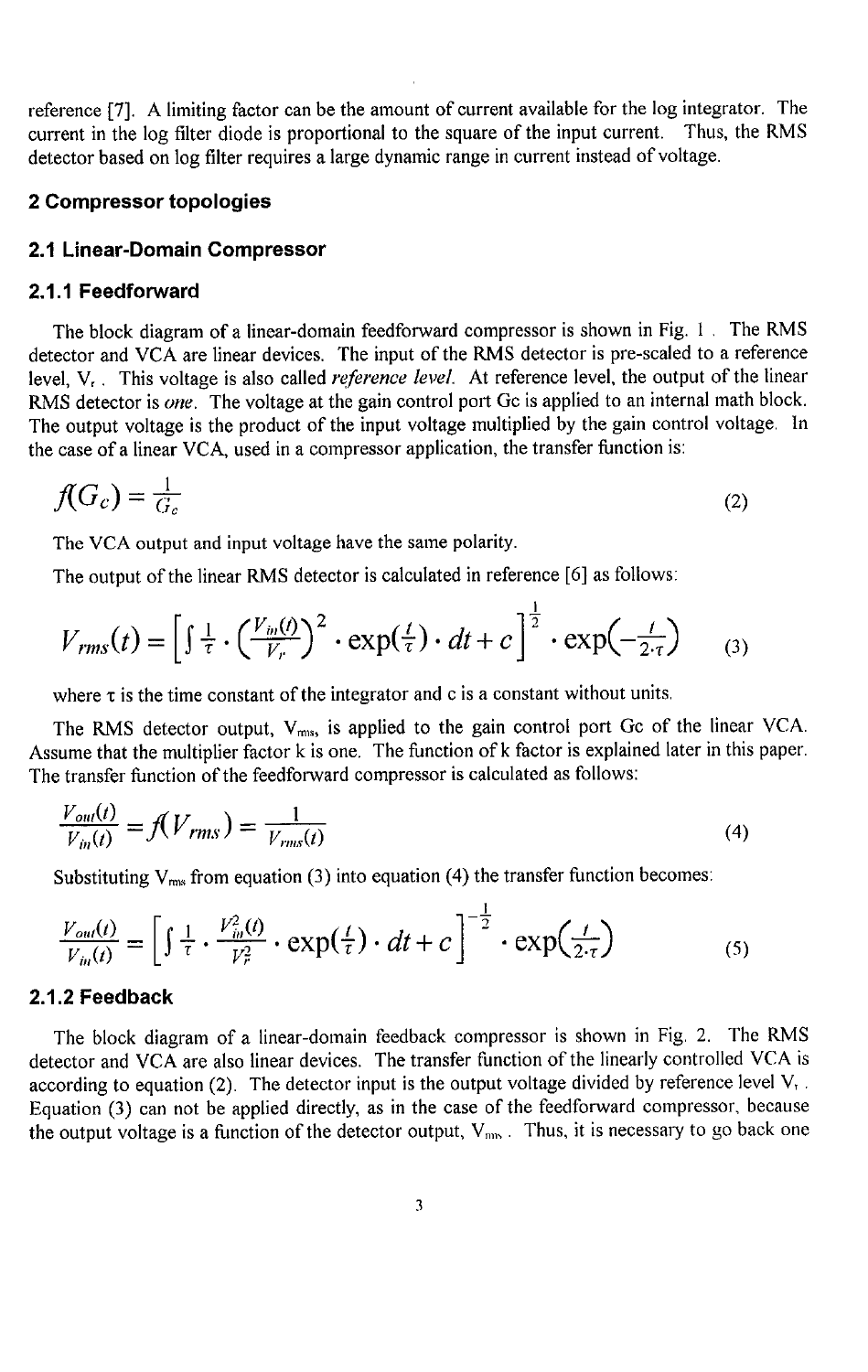reference [7]. A limiting factor can be the amount of current available for the log integrator. The current in the log filter diode is proportional to the square of the input current. Thus, the RMS detector based on log filter requires a large dynamic range in current instead of voltage.

## 2 Compressor topologies

### 2.1 Linear-Domain Compressor

#### 2.1.1 Feedforward

The block diagram of a linear-domain feedforward compressor is shown in Fig. 1. The RMS detector and VCA are linear devices. The input of the RMS detector is pre-scaled to a reference level, $V_r$. This voltage is also called *reference level*. At reference level, the output of the linear RMS detector is *one*. The voltage at the gain control port Gc is applied to an internal math block. The output voltage is the product of the input voltage multiplied by the gain control voltage. In the case of a linear VCA, used in a compressor application, the transfer function is:

$$f(G_c) = \frac{1}{G_c} \tag{2}$$

The VCA output and input voltage have the same polarity.

The output of the linear RMS detector is calculated in reference [6] as follows:

$$V_{rms}(t) = \left[\int \frac{1}{\tau} \cdot \left(\frac{V_{in}(t)}{V_r}\right)^2 \cdot \exp\left(\frac{t}{\tau}\right) \cdot dt + c\right]^{\frac{1}{2}} \cdot \exp\left(-\frac{t}{2 \cdot \tau}\right) \tag{3}$$

where $\tau$ is the time constant of the integrator and c is a constant without units.

The RMS detector output, $V_{rms}$, is applied to the gain control port Gc of the linear VCA. Assume that the multiplier factor k is one. The function of k factor is explained later in this paper. The transfer function of the feedforward compressor is calculated as follows:

$$\frac{V_{out}(t)}{V_{in}(t)} = f(V_{rms}) = \frac{1}{V_{rms}(t)} \tag{4}$$

Substituting $V_{rms}$ from equation (3) into equation (4) the transfer function becomes:

$$\frac{V_{out}(t)}{V_{in}(t)} = \left[\int \frac{1}{\tau} \cdot \frac{V_{in}^2(t)}{V_r^2} \cdot \exp\left(\frac{t}{\tau}\right) \cdot dt + c\right]^{-\frac{1}{2}} \cdot \exp\left(\frac{t}{2 \cdot \tau}\right) \tag{5}$$

#### 2.1.2 Feedback

The block diagram of a linear-domain feedback compressor is shown in Fig. 2. The RMS detector and VCA are also linear devices. The transfer function of the linearly controlled VCA is according to equation (2). The detector input is the output voltage divided by reference level $V_r$. Equation (3) can not be applied directly, as in the case of the feedforward compressor, because the output voltage is a function of the detector output, $V_{rms}$. Thus, it is necessary to go back one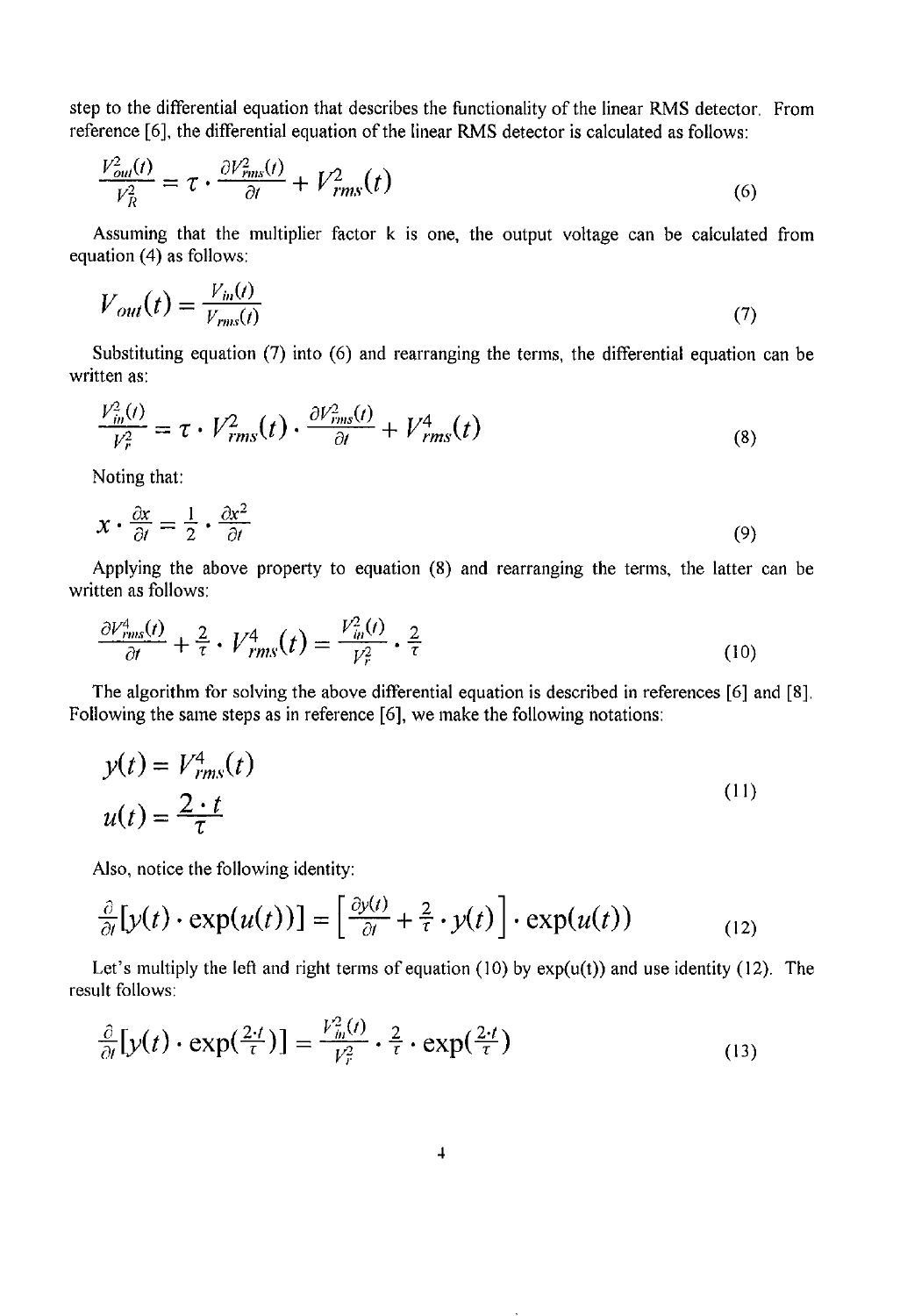step to the differential equation that describes the functionality of the linear RMS detector. From reference [6], the differential equation of the linear RMS detector is calculated as follows:

$$\frac{V_{out}^2(t)}{V_R^2} = \tau \cdot \frac{\partial V_{rms}^2(t)}{\partial t} + V_{rms}^2(t) \tag{6}$$

Assuming that the multiplier factor k is one, the output voltage can be calculated from equation (4) as follows:

$$V_{out}(t) = \frac{V_{in}(t)}{V_{rms}(t)} \tag{7}$$

Substituting equation (7) into (6) and rearranging the terms, the differential equation can be written as:

$$\frac{V_{in}^2(t)}{V_r^2} = \tau \cdot V_{rms}^2(t) \cdot \frac{\partial V_{rms}^2(t)}{\partial t} + V_{rms}^4(t) \tag{8}$$

Noting that:

$$x \cdot \frac{\partial x}{\partial t} = \frac{1}{2} \cdot \frac{\partial x^2}{\partial t} \tag{9}$$

Applying the above property to equation (8) and rearranging the terms, the latter can be written as follows:

$$\frac{\partial V_{rms}^4(t)}{\partial t} + \frac{2}{\tau} \cdot V_{rms}^4(t) = \frac{V_{in}^2(t)}{V_r^2} \cdot \frac{2}{\tau} \tag{10}$$

The algorithm for solving the above differential equation is described in references [6] and [8]. Following the same steps as in reference [6], we make the following notations:

$$y(t) = V_{rms}^4(t)$$
$$u(t) = \frac{2 \cdot t}{\tau} \tag{11}$$

Also, notice the following identity:

$$\frac{\partial}{\partial t}[y(t) \cdot \exp(u(t))] = \left[\frac{\partial y(t)}{\partial t} + \frac{2}{\tau} \cdot y(t)\right] \cdot \exp(u(t)) \tag{12}$$

Let's multiply the left and right terms of equation (10) by exp(u(t)) and use identity (12). The result follows:

$$\frac{\partial}{\partial t}[y(t) \cdot \exp(\tfrac{2 \cdot t}{\tau})] = \frac{V_{in}^2(t)}{V_r^2} \cdot \frac{2}{\tau} \cdot \exp(\tfrac{2 \cdot t}{\tau}) \tag{13}$$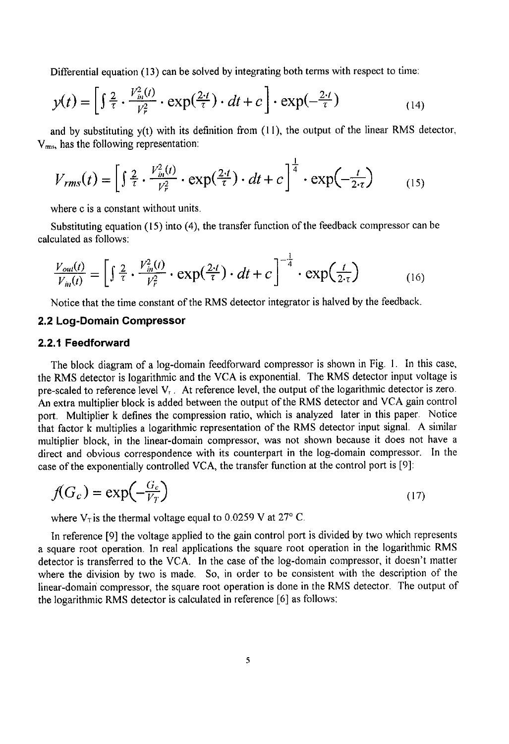Differential equation (13) can be solved by integrating both terms with respect to time:

$$y(t) = \left[ \int \frac{2}{\tau} \cdot \frac{V_{in}^2(t)}{V_r^2} \cdot \exp(\frac{2 \cdot t}{\tau}) \cdot dt + c \right] \cdot \exp(-\frac{2 \cdot t}{\tau}) \tag{14}$$

and by substituting y(t) with its definition from (11), the output of the linear RMS detector, $V_{rms}$, has the following representation:

$$V_{rms}(t) = \left[ \int \frac{2}{\tau} \cdot \frac{V_{in}^2(t)}{V_r^2} \cdot \exp(\frac{2 \cdot t}{\tau}) \cdot dt + c \right]^{\frac{1}{4}} \cdot \exp\left(-\frac{t}{2 \cdot \tau}\right) \tag{15}$$

where c is a constant without units.

Substituting equation (15) into (4), the transfer function of the feedback compressor can be calculated as follows:

$$\frac{V_{out}(t)}{V_{in}(t)} = \left[ \int \frac{2}{\tau} \cdot \frac{V_{in}^2(t)}{V_r^2} \cdot \exp(\frac{2 \cdot t}{\tau}) \cdot dt + c \right]^{-\frac{1}{4}} \cdot \exp\left(\frac{t}{2 \cdot \tau}\right) \tag{16}$$

Notice that the time constant of the RMS detector integrator is halved by the feedback.

## 2.2 Log-Domain Compressor

### 2.2.1 Feedforward

The block diagram of a log-domain feedforward compressor is shown in Fig. 1. In this case, the RMS detector is logarithmic and the VCA is exponential. The RMS detector input voltage is pre-scaled to reference level $V_r$. At reference level, the output of the logarithmic detector is zero. An extra multiplier block is added between the output of the RMS detector and VCA gain control port. Multiplier k defines the compression ratio, which is analyzed later in this paper. Notice that factor k multiplies a logarithmic representation of the RMS detector input signal. A similar multiplier block, in the linear-domain compressor, was not shown because it does not have a direct and obvious correspondence with its counterpart in the log-domain compressor. In the case of the exponentially controlled VCA, the transfer function at the control port is [9]:

$$f(G_c) = \exp\left(-\frac{G_c}{V_T}\right) \tag{17}$$

where $V_T$ is the thermal voltage equal to 0.0259 V at 27° C.

In reference [9] the voltage applied to the gain control port is divided by two which represents a square root operation. In real applications the square root operation in the logarithmic RMS detector is transferred to the VCA. In the case of the log-domain compressor, it doesn't matter where the division by two is made. So, in order to be consistent with the description of the linear-domain compressor, the square root operation is done in the RMS detector. The output of the logarithmic RMS detector is calculated in reference [6] as follows: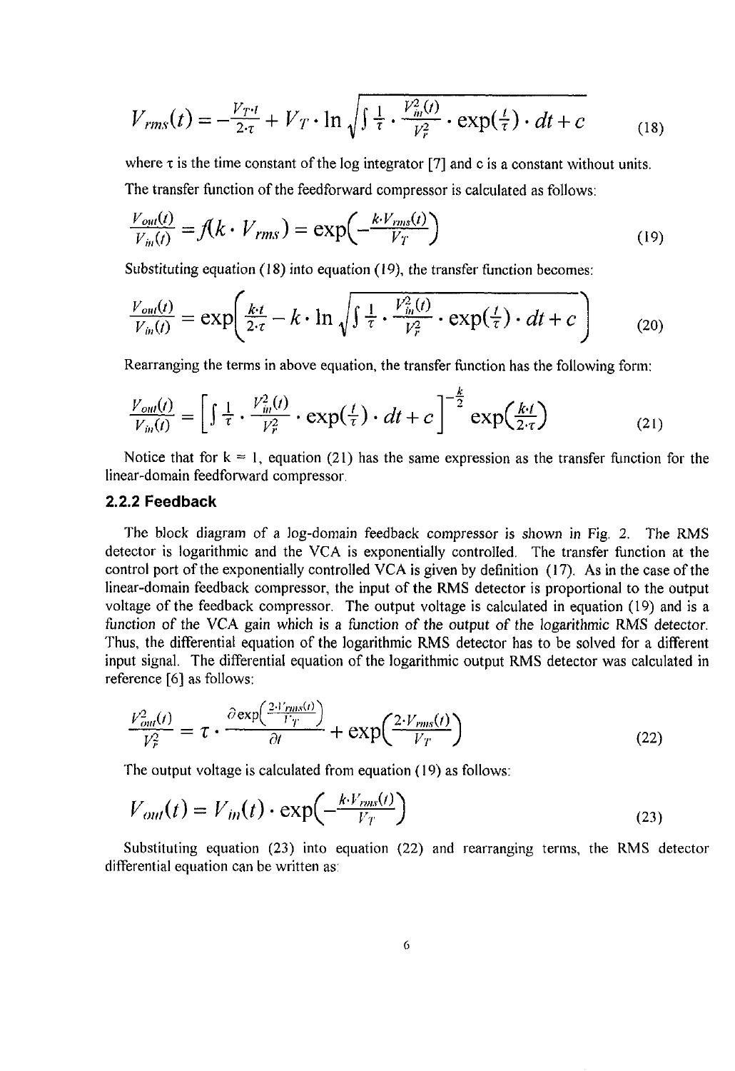$$V_{rms}(t) = -\frac{V_T \cdot t}{2 \cdot \tau} + V_T \cdot \ln \sqrt{\int \frac{1}{\tau} \cdot \frac{V_{in}^2(t)}{V_r^2} \cdot \exp(\tfrac{t}{\tau}) \cdot dt + c} \tag{18}$$

where τ is the time constant of the log integrator [7] and c is a constant without units.

The transfer function of the feedforward compressor is calculated as follows:

$$\frac{V_{out}(t)}{V_{in}(t)} = f(k \cdot V_{rms}) = \exp\left(-\frac{k \cdot V_{rms}(t)}{V_T}\right) \tag{19}$$

Substituting equation (18) into equation (19), the transfer function becomes:

$$\frac{V_{out}(t)}{V_{in}(t)} = \exp\left(\frac{k \cdot t}{2 \cdot \tau} - k \cdot \ln \sqrt{\int \frac{1}{\tau} \cdot \frac{V_{in}^2(t)}{V_r^2} \cdot \exp(\tfrac{t}{\tau}) \cdot dt + c}\right) \tag{20}$$

Rearranging the terms in above equation, the transfer function has the following form:

$$\frac{V_{out}(t)}{V_{in}(t)} = \left[\int \frac{1}{\tau} \cdot \frac{V_{in}^2(t)}{V_r^2} \cdot \exp(\tfrac{t}{\tau}) \cdot dt + c\right]^{-\frac{k}{2}} \exp\left(\frac{k \cdot t}{2 \cdot \tau}\right) \tag{21}$$

Notice that for k = 1, equation (21) has the same expression as the transfer function for the linear-domain feedforward compressor.

### 2.2.2 Feedback

The block diagram of a log-domain feedback compressor is shown in Fig. 2. The RMS detector is logarithmic and the VCA is exponentially controlled. The transfer function at the control port of the exponentially controlled VCA is given by definition (17). As in the case of the linear-domain feedback compressor, the input of the RMS detector is proportional to the output voltage of the feedback compressor. The output voltage is calculated in equation (19) and is a *function of the VCA gain which is a function of the output of the logarithmic RMS detector.* Thus, the differential equation of the logarithmic RMS detector has to be solved for a different input signal. The differential equation of the logarithmic output RMS detector was calculated in reference [6] as follows:

$$\frac{V_{out}^2(t)}{V_r^2} = \tau \cdot \frac{\partial \exp\left(\frac{2 \cdot V_{rms}(t)}{V_T}\right)}{\partial t} + \exp\left(\frac{2 \cdot V_{rms}(t)}{V_T}\right) \tag{22}$$

The output voltage is calculated from equation (19) as follows:

$$V_{out}(t) = V_{in}(t) \cdot \exp\left(-\frac{k \cdot V_{rms}(t)}{V_T}\right) \tag{23}$$

Substituting equation (23) into equation (22) and rearranging terms, the RMS detector differential equation can be written as: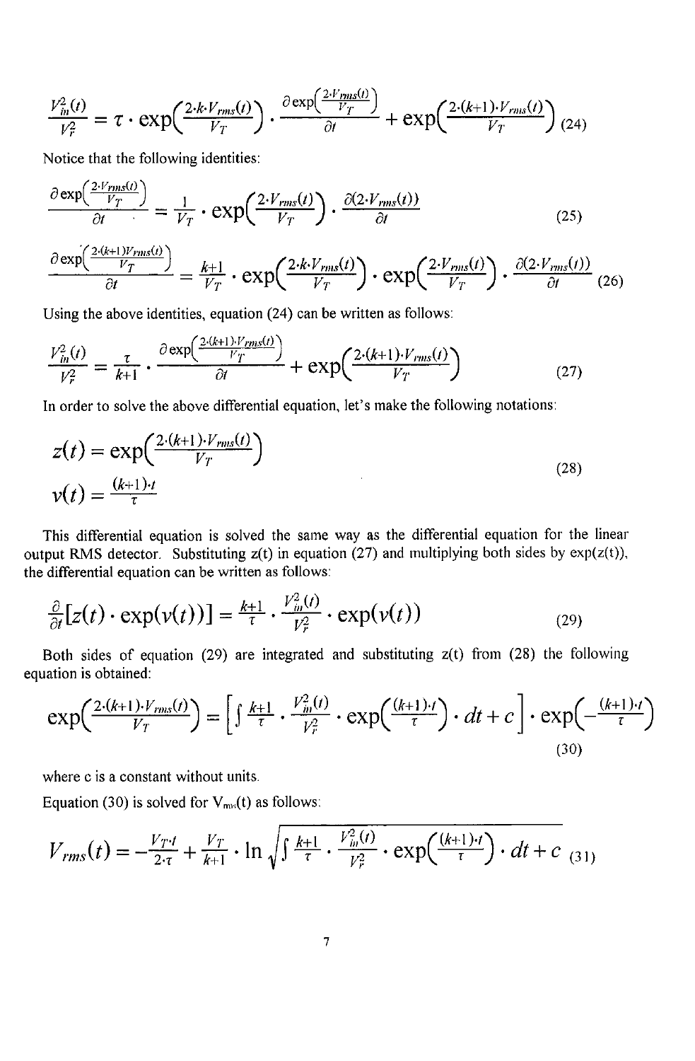$$\frac{V_{in}^2(t)}{V_r^2} = \tau \cdot \exp\left(\frac{2 \cdot k \cdot V_{rms}(t)}{V_T}\right) \cdot \frac{\partial \exp\left(\frac{2 \cdot V_{rms}(t)}{V_T}\right)}{\partial t} + \exp\left(\frac{2 \cdot (k+1) \cdot V_{rms}(t)}{V_T}\right) \quad (24)$$

Notice that the following identities:

$$\frac{\partial \exp\left(\frac{2 \cdot V_{rms}(t)}{V_T}\right)}{\partial t} = \frac{1}{V_T} \cdot \exp\left(\frac{2 \cdot V_{rms}(t)}{V_T}\right) \cdot \frac{\partial (2 \cdot V_{rms}(t))}{\partial t} \quad (25)$$

$$\frac{\partial \exp\left(\frac{2 \cdot (k+1) V_{rms}(t)}{V_T}\right)}{\partial t} = \frac{k+1}{V_T} \cdot \exp\left(\frac{2 \cdot k \cdot V_{rms}(t)}{V_T}\right) \cdot \exp\left(\frac{2 \cdot V_{rms}(t)}{V_T}\right) \cdot \frac{\partial (2 \cdot V_{rms}(t))}{\partial t} \quad (26)$$

Using the above identities, equation (24) can be written as follows:

$$\frac{V_{in}^2(t)}{V_r^2} = \frac{\tau}{k+1} \cdot \frac{\partial \exp\left(\frac{2 \cdot (k+1) \cdot V_{rms}(t)}{V_T}\right)}{\partial t} + \exp\left(\frac{2 \cdot (k+1) \cdot V_{rms}(t)}{V_T}\right) \quad (27)$$

In order to solve the above differential equation, let's make the following notations:

$$z(t) = \exp\left(\frac{2 \cdot (k+1) \cdot V_{rms}(t)}{V_T}\right)$$
$$v(t) = \frac{(k+1) \cdot t}{\tau} \quad (28)$$

This differential equation is solved the same way as the differential equation for the linear output RMS detector. Substituting z(t) in equation (27) and multiplying both sides by exp(z(t)), the differential equation can be written as follows:

$$\frac{\partial}{\partial t}[z(t) \cdot \exp(v(t))] = \frac{k+1}{\tau} \cdot \frac{V_{in}^2(t)}{V_r^2} \cdot \exp(v(t)) \quad (29)$$

Both sides of equation (29) are integrated and substituting z(t) from (28) the following equation is obtained:

$$\exp\left(\frac{2 \cdot (k+1) \cdot V_{rms}(t)}{V_T}\right) = \left[\int \frac{k+1}{\tau} \cdot \frac{V_{in}^2(t)}{V_r^2} \cdot \exp\left(\frac{(k+1) \cdot t}{\tau}\right) \cdot dt + c\right] \cdot \exp\left(-\frac{(k+1) \cdot t}{\tau}\right) \quad (30)$$

where c is a constant without units.

Equation (30) is solved for $V_{rms}(t)$ as follows:

$$V_{rms}(t) = -\frac{V_T \cdot t}{2 \cdot \tau} + \frac{V_T}{k+1} \cdot \ln \sqrt{\int \frac{k+1}{\tau} \cdot \frac{V_{in}^2(t)}{V_r^2} \cdot \exp\left(\frac{(k+1) \cdot t}{\tau}\right) \cdot dt + c} \quad (31)$$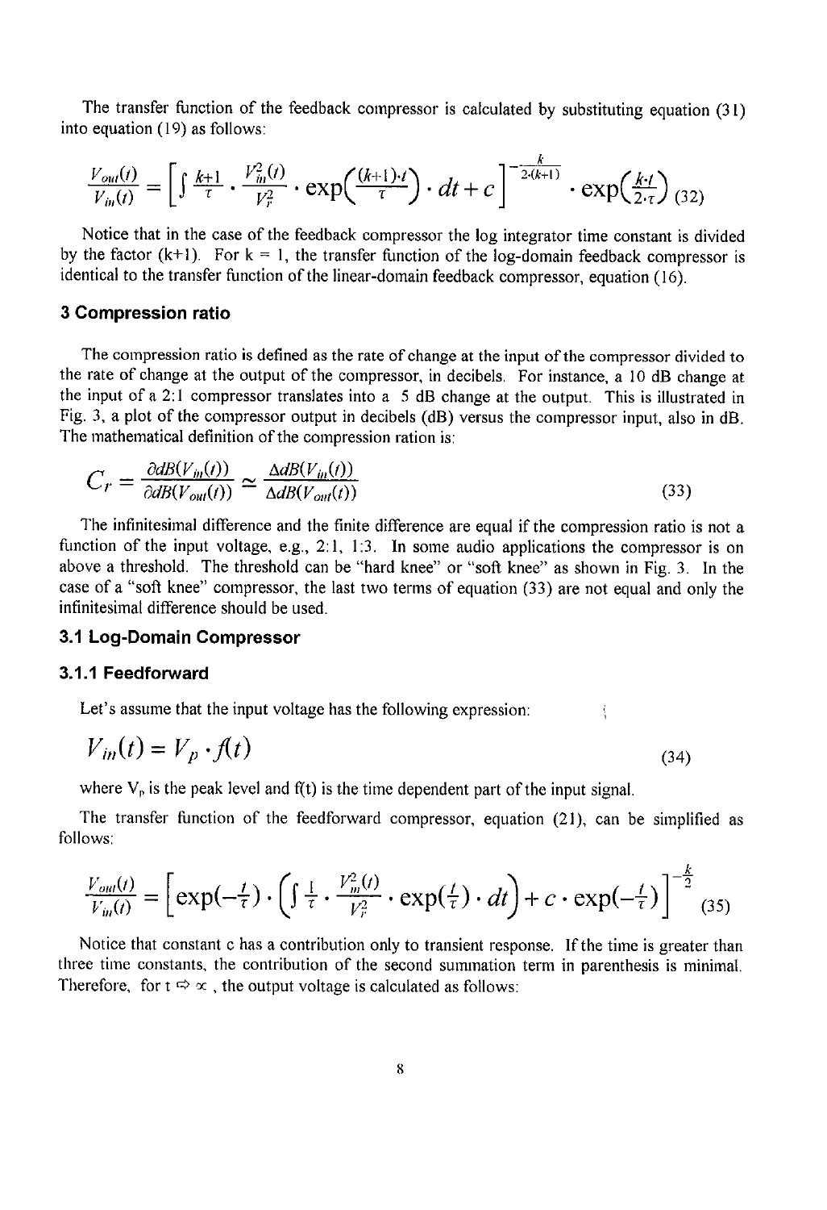The transfer function of the feedback compressor is calculated by substituting equation (31) into equation (19) as follows:

$$\frac{V_{out}(t)}{V_{in}(t)} = \left[\int \frac{k+1}{\tau} \cdot \frac{V_{in}^2(t)}{V_r^2} \cdot \exp\left(\frac{(k+1) \cdot t}{\tau}\right) \cdot dt + c\right]^{-\frac{k}{2 \cdot (k+1)}} \cdot \exp\left(\frac{k \cdot t}{2 \cdot \tau}\right) \quad (32)$$

Notice that in the case of the feedback compressor the log integrator time constant is divided by the factor (k+1). For k = 1, the transfer function of the log-domain feedback compressor is identical to the transfer function of the linear-domain feedback compressor, equation (16).

### 3 Compression ratio

The compression ratio is defined as the rate of change at the input of the compressor divided to the rate of change at the output of the compressor, in decibels. For instance, a 10 dB change at the input of a 2:1 compressor translates into a 5 dB change at the output. This is illustrated in Fig. 3, a plot of the compressor output in decibels (dB) versus the compressor input, also in dB. The mathematical definition of the compression ration is:

$$C_r = \frac{\partial dB(V_{in}(t))}{\partial dB(V_{out}(t))} \approx \frac{\Delta dB(V_{in}(t))}{\Delta dB(V_{out}(t))} \quad (33)$$

The infinitesimal difference and the finite difference are equal if the compression ratio is not a function of the input voltage, e.g., 2:1, 1:3. In some audio applications the compressor is on above a threshold. The threshold can be "hard knee" or "soft knee" as shown in Fig. 3. In the case of a "soft knee" compressor, the last two terms of equation (33) are not equal and only the infinitesimal difference should be used.

#### 3.1 Log-Domain Compressor

##### 3.1.1 Feedforward

Let's assume that the input voltage has the following expression:

$$V_{in}(t) = V_p \cdot f(t) \quad (34)$$

where $V_p$ is the peak level and f(t) is the time dependent part of the input signal.

The transfer function of the feedforward compressor, equation (21), can be simplified as follows:

$$\frac{V_{out}(t)}{V_{in}(t)} = \left[\exp(-\tfrac{t}{\tau}) \cdot \left(\int \frac{1}{\tau} \cdot \frac{V_{in}^2(t)}{V_r^2} \cdot \exp(\tfrac{t}{\tau}) \cdot dt\right) + c \cdot \exp(-\tfrac{t}{\tau})\right]^{-\frac{k}{2}} \quad (35)$$

Notice that constant c has a contribution only to transient response. If the time is greater than three time constants, the contribution of the second summation term in parenthesis is minimal. Therefore, for $t \Rightarrow \infty$, the output voltage is calculated as follows: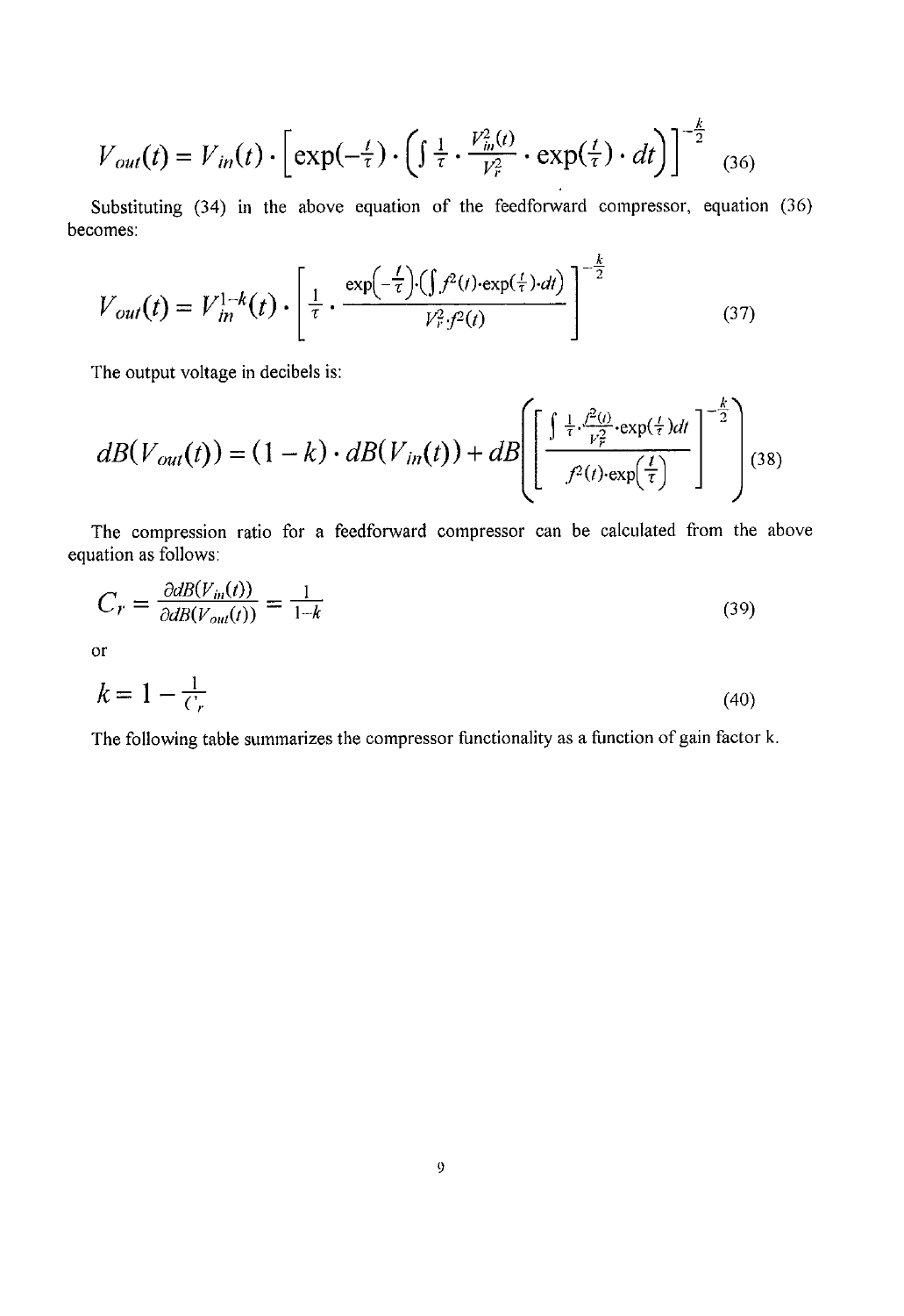$$V_{out}(t) = V_{in}(t) \cdot \left[\exp(-\tfrac{t}{\tau}) \cdot \left(\int \tfrac{1}{\tau} \cdot \tfrac{V_{in}^2(t)}{V_r^2} \cdot \exp(\tfrac{t}{\tau}) \cdot dt\right)\right]^{-\frac{k}{2}} \tag{36}$$

Substituting (34) in the above equation of the feedforward compressor, equation (36) becomes:

$$V_{out}(t) = V_{in}^{1-k}(t) \cdot \left[\frac{1}{\tau} \cdot \frac{\exp\left(-\frac{t}{\tau}\right) \cdot \left(\int f^2(t) \cdot \exp(\frac{t}{\tau}) \cdot dt\right)}{V_r^2 \cdot f^2(t)}\right]^{-\frac{k}{2}} \tag{37}$$

The output voltage in decibels is:

$$dB(V_{out}(t)) = (1-k) \cdot dB(V_{in}(t)) + dB\left(\left[\frac{\int \frac{1}{\tau} \cdot \frac{f^2(t)}{V_r^2} \cdot \exp(\frac{t}{\tau}) dt}{f^2(t) \cdot \exp\left(\frac{t}{\tau}\right)}\right]^{-\frac{k}{2}}\right) \tag{38}$$

The compression ratio for a feedforward compressor can be calculated from the above equation as follows:

$$C_r = \frac{\partial dB(V_{in}(t))}{\partial dB(V_{out}(t))} = \frac{1}{1-k} \tag{39}$$

or

$$k = 1 - \frac{1}{C_r} \tag{40}$$

The following table summarizes the compressor functionality as a function of gain factor k.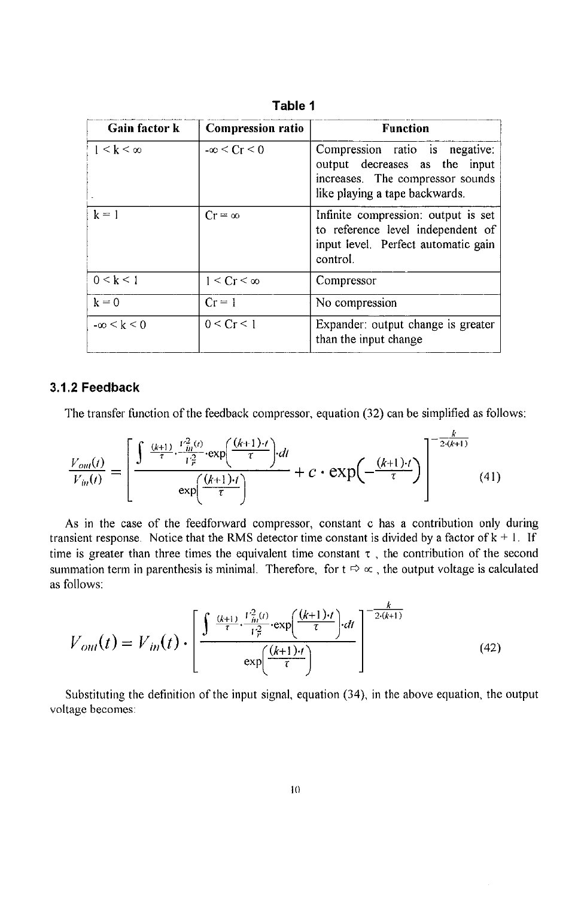**Table 1**

| Gain factor k | Compression ratio | Function |
|---|---|---|
| $1 < k < \infty$ | $-\infty < Cr < 0$ | Compression ratio is negative: output decreases as the input increases. The compressor sounds like playing a tape backwards. |
| $k = 1$ | $Cr = \infty$ | Infinite compression: output is set to reference level independent of input level. Perfect automatic gain control. |
| $0 < k < 1$ | $1 < Cr < \infty$ | Compressor |
| $k = 0$ | $Cr = 1$ | No compression |
| $-\infty < k < 0$ | $0 < Cr < 1$ | Expander: output change is greater than the input change |

### 3.1.2 Feedback

The transfer function of the feedback compressor, equation (32) can be simplified as follows:

$$\frac{V_{out}(t)}{V_{in}(t)} = \left[ \frac{\int \frac{(k+1)}{\tau} \cdot \frac{V_{in}^2(t)}{V_r^2} \cdot \exp\left(\frac{(k+1) \cdot t}{\tau}\right) \cdot dt}{\exp\left(\frac{(k+1) \cdot t}{\tau}\right)} + c \cdot \exp\left(-\frac{(k+1) \cdot t}{\tau}\right) \right]^{-\frac{k}{2 \cdot (k+1)}} \tag{41}$$

As in the case of the feedforward compressor, constant c has a contribution only during transient response. Notice that the RMS detector time constant is divided by a factor of $k + 1$. If time is greater than three times the equivalent time constant $\tau$, the contribution of the second summation term in parenthesis is minimal. Therefore, for $t \Rightarrow \infty$, the output voltage is calculated as follows:

$$V_{out}(t) = V_{in}(t) \cdot \left[ \frac{\int \frac{(k+1)}{\tau} \cdot \frac{V_{in}^2(t)}{V_r^2} \cdot \exp\left(\frac{(k+1) \cdot t}{\tau}\right) \cdot dt}{\exp\left(\frac{(k+1) \cdot t}{\tau}\right)} \right]^{-\frac{k}{2 \cdot (k+1)}} \tag{42}$$

Substituting the definition of the input signal, equation (34), in the above equation, the output voltage becomes: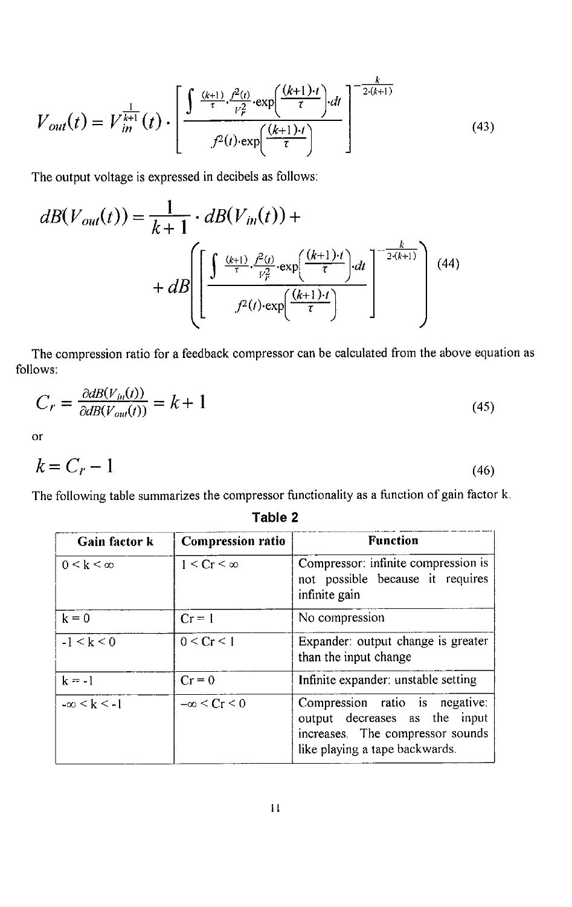$$V_{out}(t) = V_{in}^{\frac{1}{k+1}}(t) \cdot \left[ \frac{\int \frac{(k+1)}{\tau} \cdot \frac{f^2(t)}{V_r^2} \cdot \exp\left(\frac{(k+1) \cdot t}{\tau}\right) \cdot dt}{f^2(t) \cdot \exp\left(\frac{(k+1) \cdot t}{\tau}\right)} \right]^{-\frac{k}{2 \cdot (k+1)}} \tag{43}$$

The output voltage is expressed in decibels as follows:

$$dB(V_{out}(t)) = \frac{1}{k+1} \cdot dB(V_{in}(t)) + \\ + dB\left( \left[ \frac{\int \frac{(k+1)}{\tau} \cdot \frac{f^2(t)}{V_r^2} \cdot \exp\left(\frac{(k+1) \cdot t}{\tau}\right) \cdot dt}{f^2(t) \cdot \exp\left(\frac{(k+1) \cdot t}{\tau}\right)} \right]^{-\frac{k}{2 \cdot (k+1)}} \right) \tag{44}$$

The compression ratio for a feedback compressor can be calculated from the above equation as follows:

$$C_r = \frac{\partial dB(V_{in}(t))}{\partial dB(V_{out}(t))} = k + 1 \tag{45}$$

or

$$k = C_r - 1 \tag{46}$$

The following table summarizes the compressor functionality as a function of gain factor k.

**Table 2**

| Gain factor k | Compression ratio | Function |
|---|---|---|
| $0 < k < \infty$ | $1 < Cr < \infty$ | Compressor: infinite compression is not possible because it requires infinite gain |
| $k = 0$ | $Cr = 1$ | No compression |
| $-1 < k < 0$ | $0 < Cr < 1$ | Expander: output change is greater than the input change |
| $k = -1$ | $Cr = 0$ | Infinite expander: unstable setting |
| $-\infty < k < -1$ | $-\infty < Cr < 0$ | Compression ratio is negative: output decreases as the input increases. The compressor sounds like playing a tape backwards. |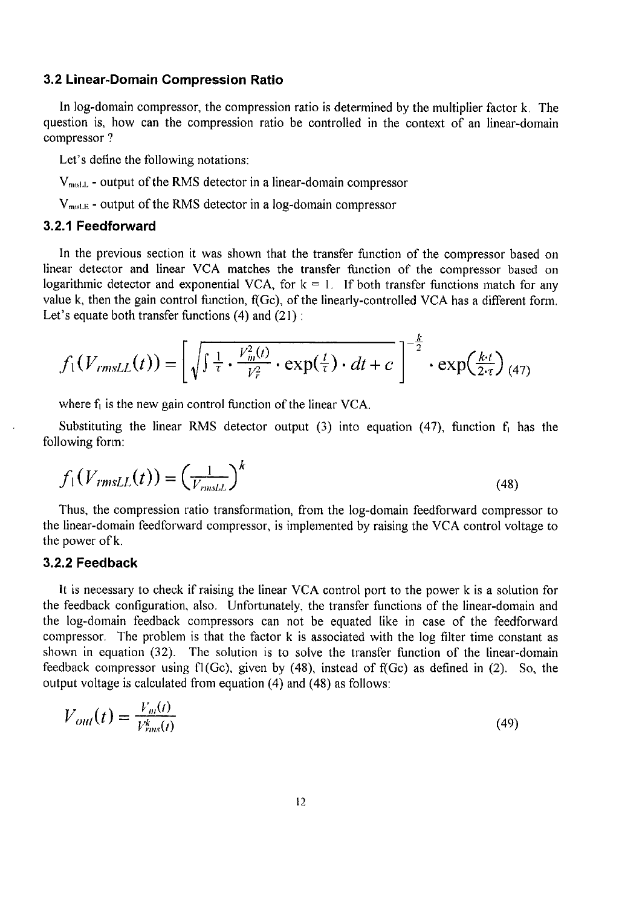### 3.2 Linear-Domain Compression Ratio

In log-domain compressor, the compression ratio is determined by the multiplier factor k. The question is, how can the compression ratio be controlled in the context of an linear-domain compressor ?

Let's define the following notations:

$V_{rmsLL}$ - output of the RMS detector in a linear-domain compressor

$V_{rmsLE}$ - output of the RMS detector in a log-domain compressor

### 3.2.1 Feedforward

In the previous section it was shown that the transfer function of the compressor based on linear detector and linear VCA matches the transfer function of the compressor based on logarithmic detector and exponential VCA, for k = 1. If both transfer functions match for any value k, then the gain control function, f(Gc), of the linearly-controlled VCA has a different form. Let's equate both transfer functions (4) and (21) :

$$f_1(V_{rmsLL}(t)) = \left[\sqrt{\int \tfrac{1}{\tau} \cdot \tfrac{V_{in}^2(t)}{V_r^2} \cdot \exp(\tfrac{t}{\tau}) \cdot dt + c}\,\right]^{-\frac{k}{2}} \cdot \exp\left(\tfrac{k \cdot t}{2 \cdot \tau}\right) \quad (47)$$

where $f_1$ is the new gain control function of the linear VCA.

Substituting the linear RMS detector output (3) into equation (47), function $f_1$ has the following form:

$$f_1(V_{rmsLL}(t)) = \left(\tfrac{1}{V_{rmsLL}}\right)^k \quad (48)$$

Thus, the compression ratio transformation, from the log-domain feedforward compressor to the linear-domain feedforward compressor, is implemented by raising the VCA control voltage to the power of k.

### 3.2.2 Feedback

It is necessary to check if raising the linear VCA control port to the power k is a solution for the feedback configuration, also. Unfortunately, the transfer functions of the linear-domain and the log-domain feedback compressors can not be equated like in case of the feedforward compressor. The problem is that the factor k is associated with the log filter time constant as shown in equation (32). The solution is to solve the transfer function of the linear-domain feedback compressor using f1(Gc), given by (48), instead of f(Gc) as defined in (2). So, the output voltage is calculated from equation (4) and (48) as follows:

$$V_{out}(t) = \frac{V_{in}(t)}{V_{rms}^k(t)} \quad (49)$$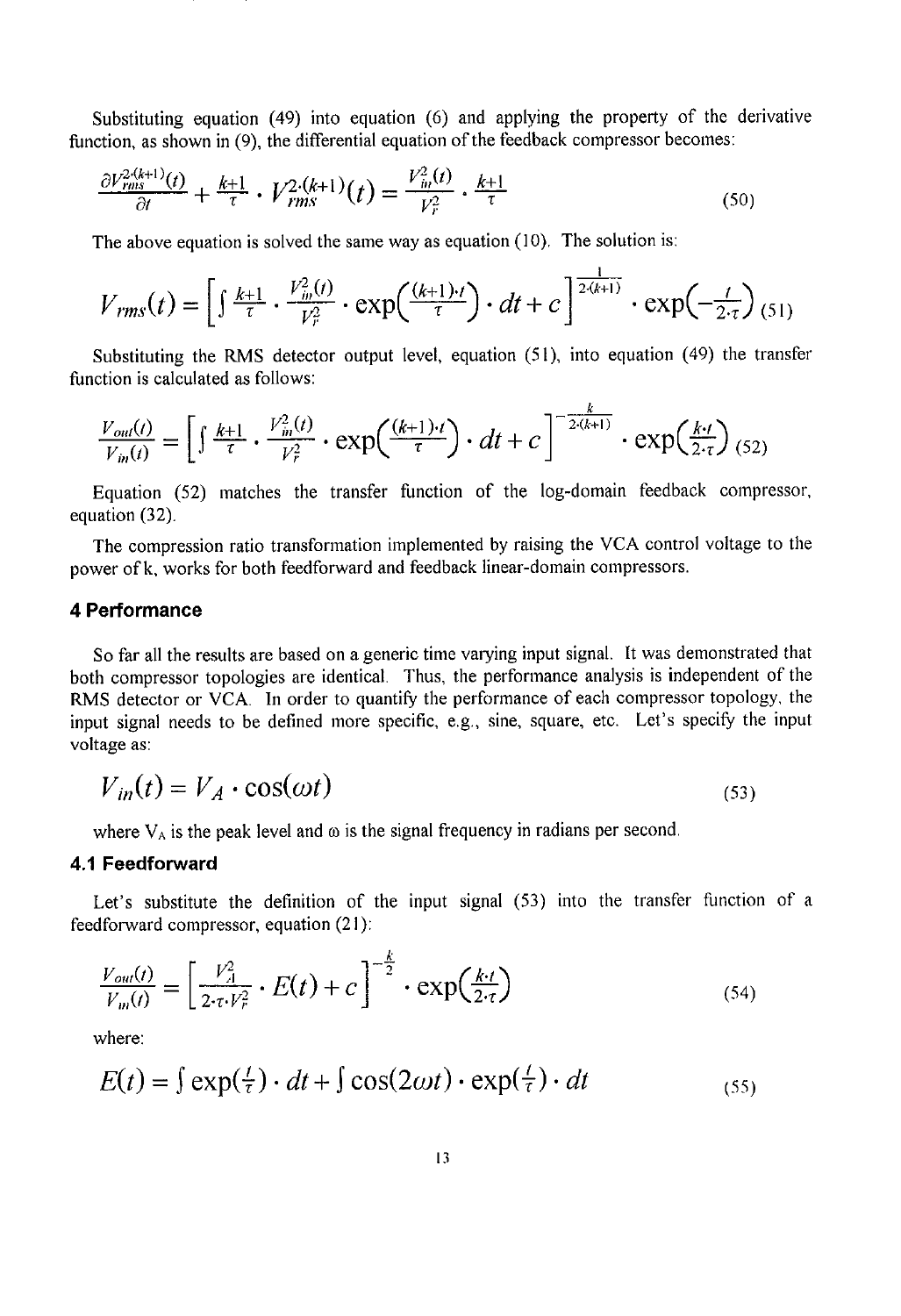Substituting equation (49) into equation (6) and applying the property of the derivative function, as shown in (9), the differential equation of the feedback compressor becomes:

$$\frac{\partial V_{rms}^{2\cdot(k+1)}(t)}{\partial t} + \frac{k+1}{\tau} \cdot V_{rms}^{2\cdot(k+1)}(t) = \frac{V_{in}^2(t)}{V_r^2} \cdot \frac{k+1}{\tau} \tag{50}$$

The above equation is solved the same way as equation (10). The solution is:

$$V_{rms}(t) = \left[ \int \frac{k+1}{\tau} \cdot \frac{V_{in}^2(t)}{V_r^2} \cdot \exp\left(\frac{(k+1)\cdot t}{\tau}\right) \cdot dt + c \right]^{\frac{1}{2\cdot(k+1)}} \cdot \exp\left(-\frac{t}{2\cdot\tau}\right) \tag{51}$$

Substituting the RMS detector output level, equation (51), into equation (49) the transfer function is calculated as follows:

$$\frac{V_{out}(t)}{V_{in}(t)} = \left[ \int \frac{k+1}{\tau} \cdot \frac{V_{in}^2(t)}{V_r^2} \cdot \exp\left(\frac{(k+1)\cdot t}{\tau}\right) \cdot dt + c \right]^{-\frac{k}{2\cdot(k+1)}} \cdot \exp\left(\frac{k\cdot t}{2\cdot\tau}\right) \tag{52}$$

Equation (52) matches the transfer function of the log-domain feedback compressor, equation (32).

The compression ratio transformation implemented by raising the VCA control voltage to the power of k, works for both feedforward and feedback linear-domain compressors.

## 4 Performance

So far all the results are based on a generic time varying input signal. It was demonstrated that both compressor topologies are identical. Thus, the performance analysis is independent of the RMS detector or VCA. In order to quantify the performance of each compressor topology, the input signal needs to be defined more specific, e.g., sine, square, etc. Let's specify the input voltage as:

$$V_{in}(t) = V_A \cdot \cos(\omega t) \tag{53}$$

where $V_A$ is the peak level and $\omega$ is the signal frequency in radians per second.

### 4.1 Feedforward

Let's substitute the definition of the input signal (53) into the transfer function of a feedforward compressor, equation (21):

$$\frac{V_{out}(t)}{V_{in}(t)} = \left[ \frac{V_A^2}{2\cdot\tau\cdot V_r^2} \cdot E(t) + c \right]^{-\frac{k}{2}} \cdot \exp\left(\frac{k\cdot t}{2\cdot\tau}\right) \tag{54}$$

where:

$$E(t) = \int \exp\left(\frac{t}{\tau}\right) \cdot dt + \int \cos(2\omega t) \cdot \exp\left(\frac{t}{\tau}\right) \cdot dt \tag{55}$$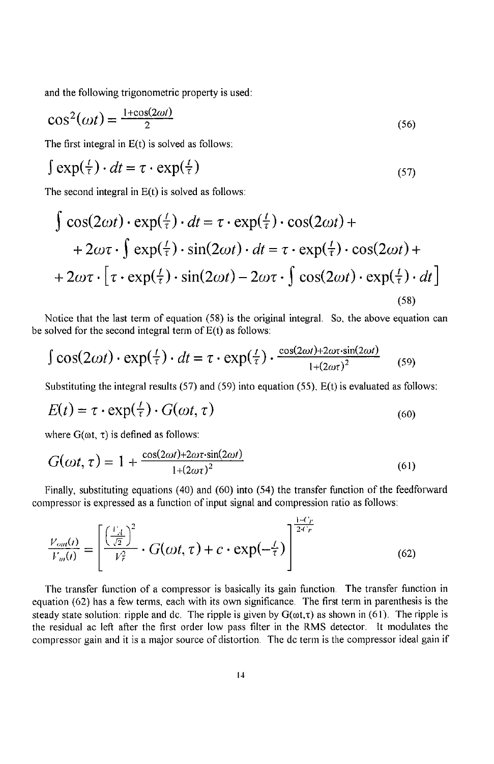and the following trigonometric property is used:

$$\cos^2(\omega t) = \frac{1+\cos(2\omega t)}{2} \tag{56}$$

The first integral in E(t) is solved as follows:

$$\int \exp(\tfrac{t}{\tau}) \cdot dt = \tau \cdot \exp(\tfrac{t}{\tau}) \tag{57}$$

The second integral in E(t) is solved as follows:

$$\begin{aligned}\int \cos(2\omega t) \cdot \exp(\tfrac{t}{\tau}) \cdot dt = \tau \cdot \exp(\tfrac{t}{\tau}) \cdot \cos(2\omega t) + \\ + 2\omega\tau \cdot \int \exp(\tfrac{t}{\tau}) \cdot \sin(2\omega t) \cdot dt = \tau \cdot \exp(\tfrac{t}{\tau}) \cdot \cos(2\omega t) + \\ + 2\omega\tau \cdot \left[\tau \cdot \exp(\tfrac{t}{\tau}) \cdot \sin(2\omega t) - 2\omega\tau \cdot \int \cos(2\omega t) \cdot \exp(\tfrac{t}{\tau}) \cdot dt\right]\end{aligned} \tag{58}$$

Notice that the last term of equation (58) is the original integral. So, the above equation can be solved for the second integral term of E(t) as follows:

$$\int \cos(2\omega t) \cdot \exp(\tfrac{t}{\tau}) \cdot dt = \tau \cdot \exp(\tfrac{t}{\tau}) \cdot \frac{\cos(2\omega t)+2\omega\tau\cdot\sin(2\omega t)}{1+(2\omega\tau)^2} \tag{59}$$

Substituting the integral results (57) and (59) into equation (55), E(t) is evaluated as follows:

$$E(t) = \tau \cdot \exp(\tfrac{t}{\tau}) \cdot G(\omega t, \tau) \tag{60}$$

where $G(\omega t, \tau)$ is defined as follows:

$$G(\omega t, \tau) = 1 + \frac{\cos(2\omega t)+2\omega\tau\cdot\sin(2\omega t)}{1+(2\omega\tau)^2} \tag{61}$$

Finally, substituting equations (40) and (60) into (54) the transfer function of the feedforward compressor is expressed as a function of input signal and compression ratio as follows:

$$\frac{V_{out}(t)}{V_{in}(t)} = \left[\frac{\left(\frac{V_A}{\sqrt{2}}\right)^2}{V_F^2} \cdot G(\omega t, \tau) + c \cdot \exp(-\tfrac{t}{\tau})\right]^{\frac{1-C_r}{2\cdot C_r}} \tag{62}$$

The transfer function of a compressor is basically its gain function. The transfer function in equation (62) has a few terms, each with its own significance. The first term in parenthesis is the steady state solution: ripple and dc. The ripple is given by $G(\omega t,\tau)$ as shown in (61). The ripple is the residual ac left after the first order low pass filter in the RMS detector. It modulates the compressor gain and it is a major source of distortion. The dc term is the compressor ideal gain if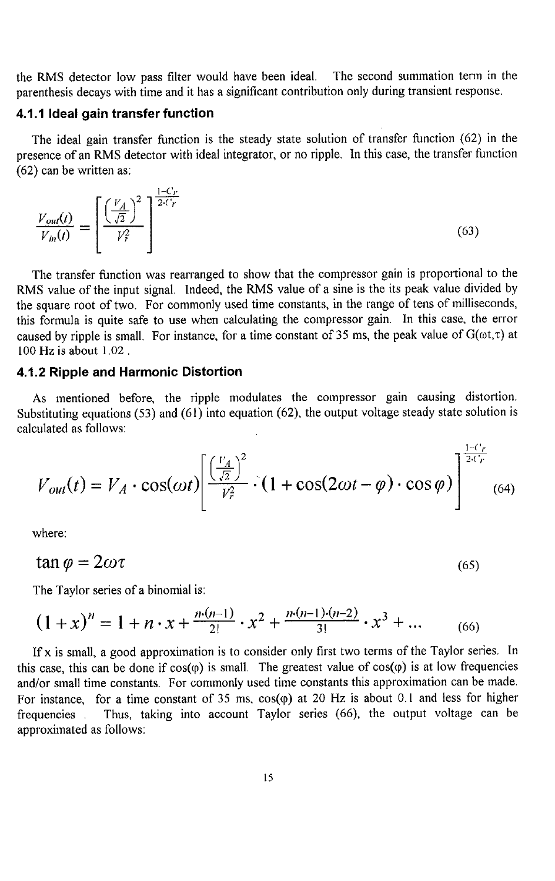the RMS detector low pass filter would have been ideal. The second summation term in the parenthesis decays with time and it has a significant contribution only during transient response.

### 4.1.1 Ideal gain transfer function

The ideal gain transfer function is the steady state solution of transfer function (62) in the presence of an RMS detector with ideal integrator, or no ripple. In this case, the transfer function (62) can be written as:

$$\frac{V_{out}(t)}{V_{in}(t)} = \left[\frac{\left(\frac{V_A}{\sqrt{2}}\right)^2}{V_r^2}\right]^{\frac{1-C_r}{2 \cdot C_r}} \tag{63}$$

The transfer function was rearranged to show that the compressor gain is proportional to the RMS value of the input signal. Indeed, the RMS value of a sine is the its peak value divided by the square root of two. For commonly used time constants, in the range of tens of milliseconds, this formula is quite safe to use when calculating the compressor gain. In this case, the error caused by ripple is small. For instance, for a time constant of 35 ms, the peak value of $G(\omega t, \tau)$ at 100 Hz is about 1.02 .

### 4.1.2 Ripple and Harmonic Distortion

As mentioned before, the ripple modulates the compressor gain causing distortion. Substituting equations (53) and (61) into equation (62), the output voltage steady state solution is calculated as follows:

$$V_{out}(t) = V_A \cdot \cos(\omega t) \left[\frac{\left(\frac{V_A}{\sqrt{2}}\right)^2}{V_r^2} \cdot (1 + \cos(2\omega t - \varphi) \cdot \cos\varphi)\right]^{\frac{1-C_r}{2 \cdot C_r}} \tag{64}$$

where:

$$\tan\varphi = 2\omega\tau \tag{65}$$

The Taylor series of a binomial is:

$$(1+x)^n = 1 + n \cdot x + \frac{n \cdot (n-1)}{2!} \cdot x^2 + \frac{n \cdot (n-1) \cdot (n-2)}{3!} \cdot x^3 + \ldots \tag{66}$$

If x is small, a good approximation is to consider only first two terms of the Taylor series. In this case, this can be done if $\cos(\varphi)$ is small. The greatest value of $\cos(\varphi)$ is at low frequencies and/or small time constants. For commonly used time constants this approximation can be made. For instance, for a time constant of 35 ms, $\cos(\varphi)$ at 20 Hz is about 0.1 and less for higher frequencies . Thus, taking into account Taylor series (66), the output voltage can be approximated as follows: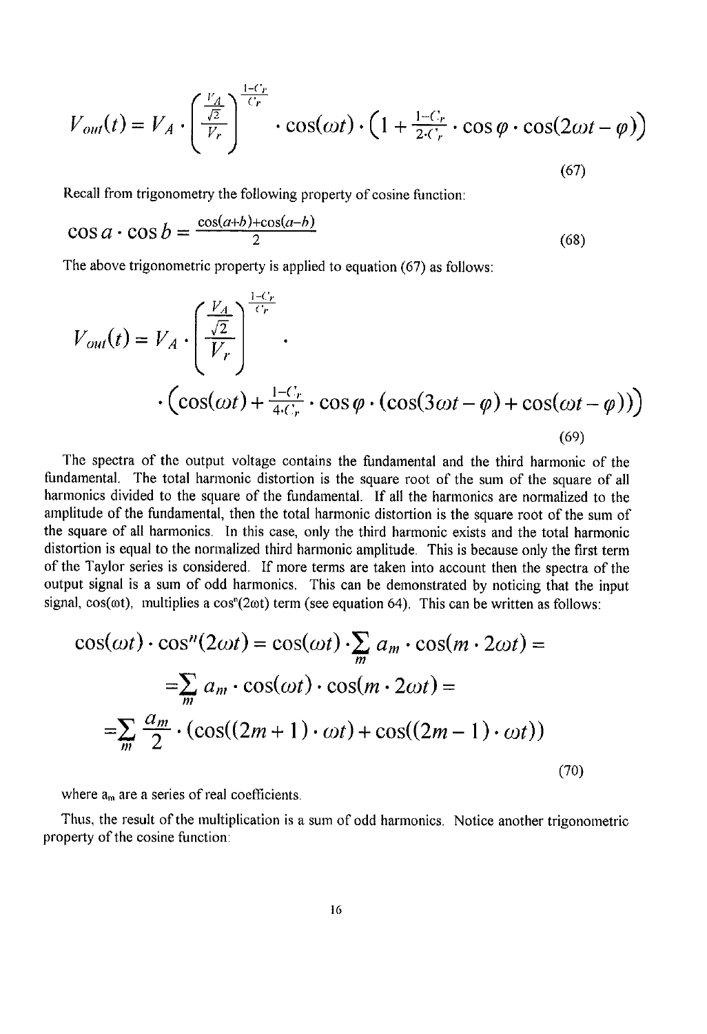$$V_{out}(t) = V_A \cdot \left( \frac{\frac{V_A}{\sqrt{2}}}{V_r} \right)^{\frac{1-C_r}{C_r}} \cdot \cos(\omega t) \cdot \left(1 + \tfrac{1-C_r}{2 \cdot C_r} \cdot \cos\varphi \cdot \cos(2\omega t - \varphi)\right) \tag{67}$$

Recall from trigonometry the following property of cosine function:

$$\cos a \cdot \cos b = \frac{\cos(a+b) + \cos(a-b)}{2} \tag{68}$$

The above trigonometric property is applied to equation (67) as follows:

$$V_{out}(t) = V_A \cdot \left( \frac{\frac{V_A}{\sqrt{2}}}{V_r} \right)^{\frac{1-C_r}{C_r}} \cdot$$
$$\cdot \left(\cos(\omega t) + \tfrac{1-C_r}{4 \cdot C_r} \cdot \cos\varphi \cdot (\cos(3\omega t - \varphi) + \cos(\omega t - \varphi))\right) \tag{69}$$

The spectra of the output voltage contains the fundamental and the third harmonic of the fundamental. The total harmonic distortion is the square root of the sum of the square of all harmonics divided to the square of the fundamental. If all the harmonics are normalized to the amplitude of the fundamental, then the total harmonic distortion is the square root of the sum of the square of all harmonics. In this case, only the third harmonic exists and the total harmonic distortion is equal to the normalized third harmonic amplitude. This is because only the first term of the Taylor series is considered. If more terms are taken into account then the spectra of the output signal is a sum of odd harmonics. This can be demonstrated by noticing that the input signal, $\cos(\omega t)$, multiplies a $\cos^n(2\omega t)$ term (see equation 64). This can be written as follows:

$$\cos(\omega t) \cdot \cos^n(2\omega t) = \cos(\omega t) \cdot \sum_m a_m \cdot \cos(m \cdot 2\omega t) =$$
$$= \sum_m a_m \cdot \cos(\omega t) \cdot \cos(m \cdot 2\omega t) =$$
$$= \sum_m \frac{a_m}{2} \cdot (\cos((2m+1) \cdot \omega t) + \cos((2m-1) \cdot \omega t)) \tag{70}$$

where $a_m$ are a series of real coefficients.

Thus, the result of the multiplication is a sum of odd harmonics. Notice another trigonometric property of the cosine function: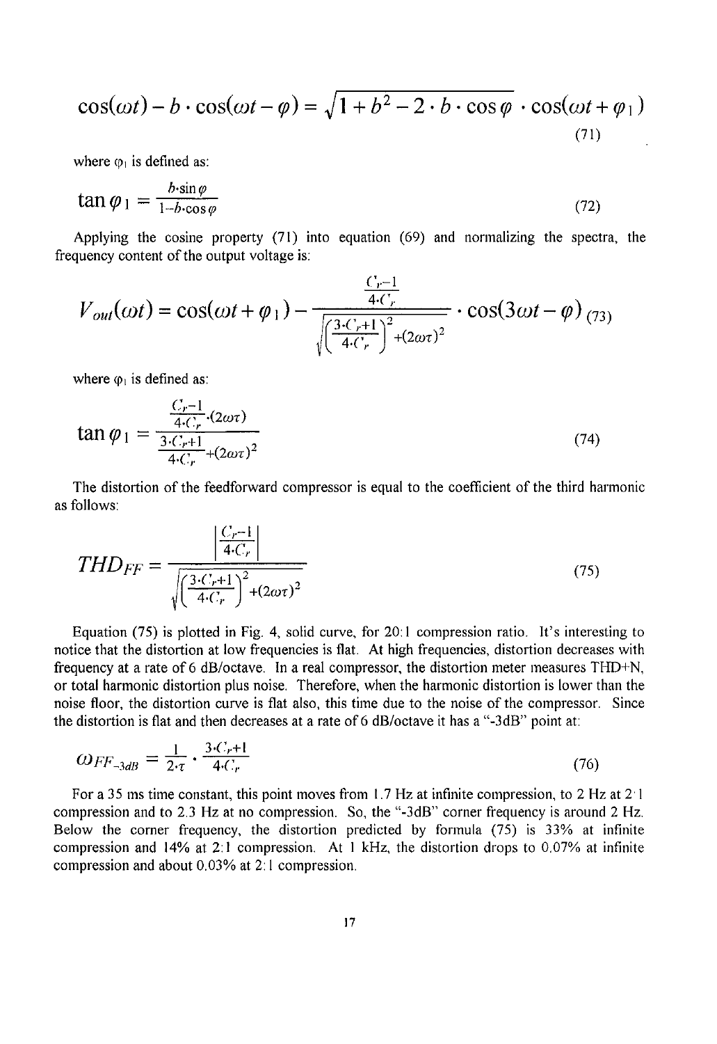$$\cos(\omega t) - b \cdot \cos(\omega t - \varphi) = \sqrt{1 + b^2 - 2 \cdot b \cdot \cos\varphi} \cdot \cos(\omega t + \varphi_1) \tag{71}$$

where $\varphi_1$ is defined as:

$$\tan\varphi_1 = \frac{b \cdot \sin\varphi}{1 - b \cdot \cos\varphi} \tag{72}$$

Applying the cosine property (71) into equation (69) and normalizing the spectra, the frequency content of the output voltage is:

$$V_{out}(\omega t) = \cos(\omega t + \varphi_1) - \frac{\frac{C_r - 1}{4 \cdot C_r}}{\sqrt{\left(\frac{3 \cdot C_r + 1}{4 \cdot C_r}\right)^2 + (2\omega\tau)^2}} \cdot \cos(3\omega t - \varphi) \tag{73}$$

where $\varphi_1$ is defined as:

$$\tan\varphi_1 = \frac{\frac{C_r - 1}{4 \cdot C_r} \cdot (2\omega\tau)}{\frac{3 \cdot C_r + 1}{4 \cdot C_r} + (2\omega\tau)^2} \tag{74}$$

The distortion of the feedforward compressor is equal to the coefficient of the third harmonic as follows:

$$THD_{FF} = \frac{\left|\frac{C_r - 1}{4 \cdot C_r}\right|}{\sqrt{\left(\frac{3 \cdot C_r + 1}{4 \cdot C_r}\right)^2 + (2\omega\tau)^2}} \tag{75}$$

Equation (75) is plotted in Fig. 4, solid curve, for 20:1 compression ratio. It's interesting to notice that the distortion at low frequencies is flat. At high frequencies, distortion decreases with frequency at a rate of 6 dB/octave. In a real compressor, the distortion meter measures THD+N, or total harmonic distortion plus noise. Therefore, when the harmonic distortion is lower than the noise floor, the distortion curve is flat also, this time due to the noise of the compressor. Since the distortion is flat and then decreases at a rate of 6 dB/octave it has a "-3dB" point at:

$$\omega_{FF_{-3dB}} = \frac{1}{2 \cdot \tau} \cdot \frac{3 \cdot C_r + 1}{4 \cdot C_r} \tag{76}$$

For a 35 ms time constant, this point moves from 1.7 Hz at infinite compression, to 2 Hz at 2:1 compression and to 2.3 Hz at no compression. So, the "-3dB" corner frequency is around 2 Hz. Below the corner frequency, the distortion predicted by formula (75) is 33% at infinite compression and 14% at 2:1 compression. At 1 kHz, the distortion drops to 0.07% at infinite compression and about 0.03% at 2:1 compression.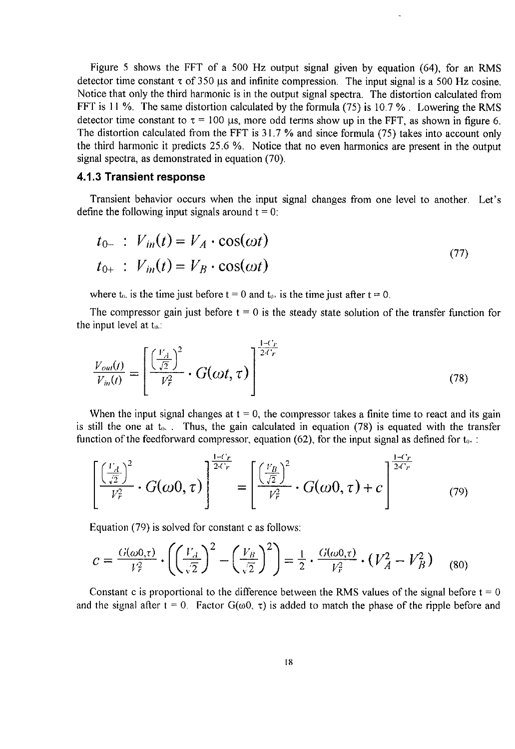Figure 5 shows the FFT of a 500 Hz output signal given by equation (64), for an RMS detector time constant $\tau$ of 350 μs and infinite compression. The input signal is a 500 Hz cosine. Notice that only the third harmonic is in the output signal spectra. The distortion calculated from FFT is 11 %. The same distortion calculated by the formula (75) is 10.7 %. Lowering the RMS detector time constant to $\tau$ = 100 μs, more odd terms show up in the FFT, as shown in figure 6. The distortion calculated from the FFT is 31.7 % and since formula (75) takes into account only the third harmonic it predicts 25.6 %. Notice that no even harmonics are present in the output signal spectra, as demonstrated in equation (70).

### 4.1.3 Transient response

Transient behavior occurs when the input signal changes from one level to another. Let's define the following input signals around t = 0:

$$
\begin{aligned}
t_{0-} &: \ V_{in}(t) = V_A \cdot \cos(\omega t) \\
t_{0+} &: \ V_{in}(t) = V_B \cdot \cos(\omega t)
\end{aligned}
\tag{77}
$$

where $t_{0-}$ is the time just before t = 0 and $t_{0+}$ is the time just after t = 0.

The compressor gain just before t = 0 is the steady state solution of the transfer function for the input level at $t_{0-}$:

$$
\frac{V_{out}(t)}{V_{in}(t)} = \left[ \frac{\left(\frac{V_A}{\sqrt{2}}\right)^2}{V_r^2} \cdot G(\omega t, \tau) \right]^{\frac{1-C_r}{2 \cdot C_r}}
\tag{78}
$$

When the input signal changes at t = 0, the compressor takes a finite time to react and its gain is still the one at $t_{0-}$. Thus, the gain calculated in equation (78) is equated with the transfer function of the feedforward compressor, equation (62), for the input signal as defined for $t_{0+}$:

$$
\left[ \frac{\left(\frac{V_A}{\sqrt{2}}\right)^2}{V_r^2} \cdot G(\omega 0, \tau) \right]^{\frac{1-C_r}{2 \cdot C_r}} = \left[ \frac{\left(\frac{V_B}{\sqrt{2}}\right)^2}{V_r^2} \cdot G(\omega 0, \tau) + c \right]^{\frac{1-C_r}{2 \cdot C_r}}
\tag{79}
$$

Equation (79) is solved for constant c as follows:

$$
c = \frac{G(\omega 0, \tau)}{V_r^2} \cdot \left( \left(\frac{V_A}{\sqrt{2}}\right)^2 - \left(\frac{V_B}{\sqrt{2}}\right)^2 \right) = \frac{1}{2} \cdot \frac{G(\omega 0, \tau)}{V_r^2} \cdot \left(V_A^2 - V_B^2\right)
\tag{80}
$$

Constant c is proportional to the difference between the RMS values of the signal before t = 0 and the signal after t = 0. Factor $G(\omega 0, \tau)$ is added to match the phase of the ripple before and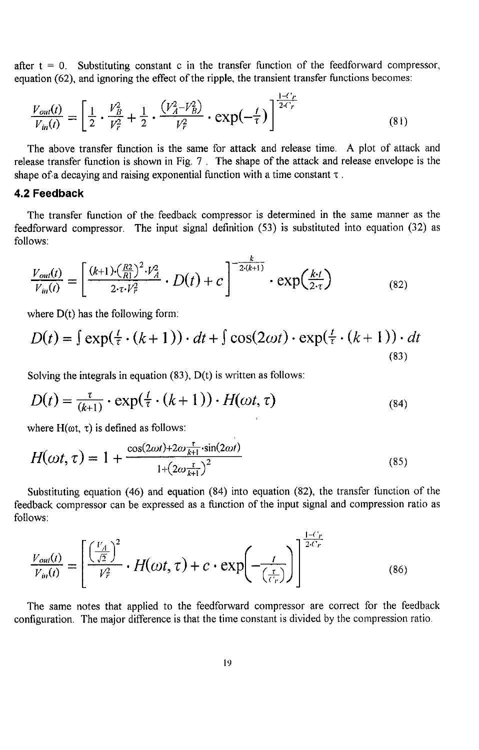after t = 0. Substituting constant c in the transfer function of the feedforward compressor, equation (62), and ignoring the effect of the ripple, the transient transfer functions becomes:

$$\frac{V_{out}(t)}{V_{in}(t)} = \left[\frac{1}{2}\cdot\frac{V_B^2}{V_r^2} + \frac{1}{2}\cdot\frac{(V_A^2 - V_B^2)}{V_r^2}\cdot\exp(-\tfrac{t}{\tau})\right]^{\frac{1-C_r}{2\cdot C_r}} \tag{81}$$

The above transfer function is the same for attack and release time. A plot of attack and release transfer function is shown in Fig. 7 . The shape of the attack and release envelope is the shape of a decaying and raising exponential function with a time constant $\tau$ .

### 4.2 Feedback

The transfer function of the feedback compressor is determined in the same manner as the feedforward compressor. The input signal definition (53) is substituted into equation (32) as follows:

$$\frac{V_{out}(t)}{V_{in}(t)} = \left[\frac{(k+1)\cdot\left(\frac{R2}{R1}\right)^2\cdot V_A^2}{2\cdot\tau\cdot V_r^2}\cdot D(t) + c\right]^{-\frac{k}{2\cdot(k+1)}}\cdot\exp\left(\tfrac{k\cdot t}{2\cdot\tau}\right) \tag{82}$$

where D(t) has the following form:

$$D(t) = \int\exp(\tfrac{t}{\tau}\cdot(k+1))\cdot dt + \int\cos(2\omega t)\cdot\exp(\tfrac{t}{\tau}\cdot(k+1))\cdot dt \tag{83}$$

Solving the integrals in equation (83), D(t) is written as follows:

$$D(t) = \tfrac{\tau}{(k+1)}\cdot\exp(\tfrac{t}{\tau}\cdot(k+1))\cdot H(\omega t,\tau) \tag{84}$$

where $H(\omega t, \tau)$ is defined as follows:

$$H(\omega t,\tau) = 1 + \frac{\cos(2\omega t) + 2\omega\frac{\tau}{k+1}\cdot\sin(2\omega t)}{1+\left(2\omega\frac{\tau}{k+1}\right)^2} \tag{85}$$

Substituting equation (46) and equation (84) into equation (82), the transfer function of the feedback compressor can be expressed as a function of the input signal and compression ratio as follows:

$$\frac{V_{out}(t)}{V_{in}(t)} = \left[\frac{\left(\frac{V_A}{\sqrt{2}}\right)^2}{V_r^2}\cdot H(\omega t,\tau) + c\cdot\exp\left(-\frac{t}{\left(\frac{\tau}{C_r}\right)}\right)\right]^{\frac{1-C_r}{2\cdot C_r}} \tag{86}$$

The same notes that applied to the feedforward compressor are correct for the feedback configuration. The major difference is that the time constant is divided by the compression ratio.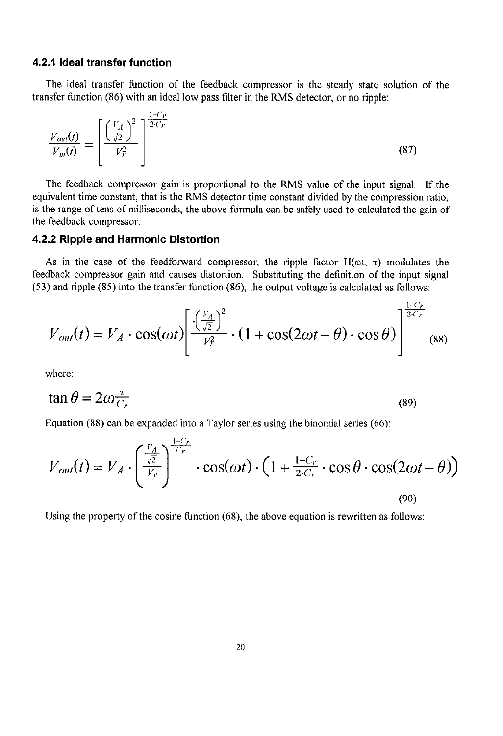### 4.2.1 Ideal transfer function

The ideal transfer function of the feedback compressor is the steady state solution of the transfer function (86) with an ideal low pass filter in the RMS detector, or no ripple:

$$\frac{V_{out}(t)}{V_{in}(t)} = \left[\frac{\left(\frac{V_A}{\sqrt{2}}\right)^2}{V_r^2}\right]^{\frac{1-C_r}{2\cdot C_r}} \tag{87}$$

The feedback compressor gain is proportional to the RMS value of the input signal. If the equivalent time constant, that is the RMS detector time constant divided by the compression ratio, is the range of tens of milliseconds, the above formula can be safely used to calculated the gain of the feedback compressor.

### 4.2.2 Ripple and Harmonic Distortion

As in the case of the feedforward compressor, the ripple factor $H(\omega t, \tau)$ modulates the feedback compressor gain and causes distortion. Substituting the definition of the input signal (53) and ripple (85) into the transfer function (86), the output voltage is calculated as follows:

$$V_{out}(t) = V_A \cdot \cos(\omega t)\left[\frac{\left(\frac{V_A}{\sqrt{2}}\right)^2}{V_r^2} \cdot (1 + \cos(2\omega t - \theta) \cdot \cos\theta)\right]^{\frac{1-C_r}{2\cdot C_r}} \tag{88}$$

where:

$$\tan\theta = 2\omega\frac{\tau}{C_r} \tag{89}$$

Equation (88) can be expanded into a Taylor series using the binomial series (66):

$$V_{out}(t) = V_A \cdot \left(\frac{\frac{V_A}{\sqrt{2}}}{V_r}\right)^{\frac{1-C_r}{C_r}} \cdot \cos(\omega t) \cdot \left(1 + \frac{1-C_r}{2\cdot C_r} \cdot \cos\theta \cdot \cos(2\omega t - \theta)\right) \tag{90}$$

Using the property of the cosine function (68), the above equation is rewritten as follows: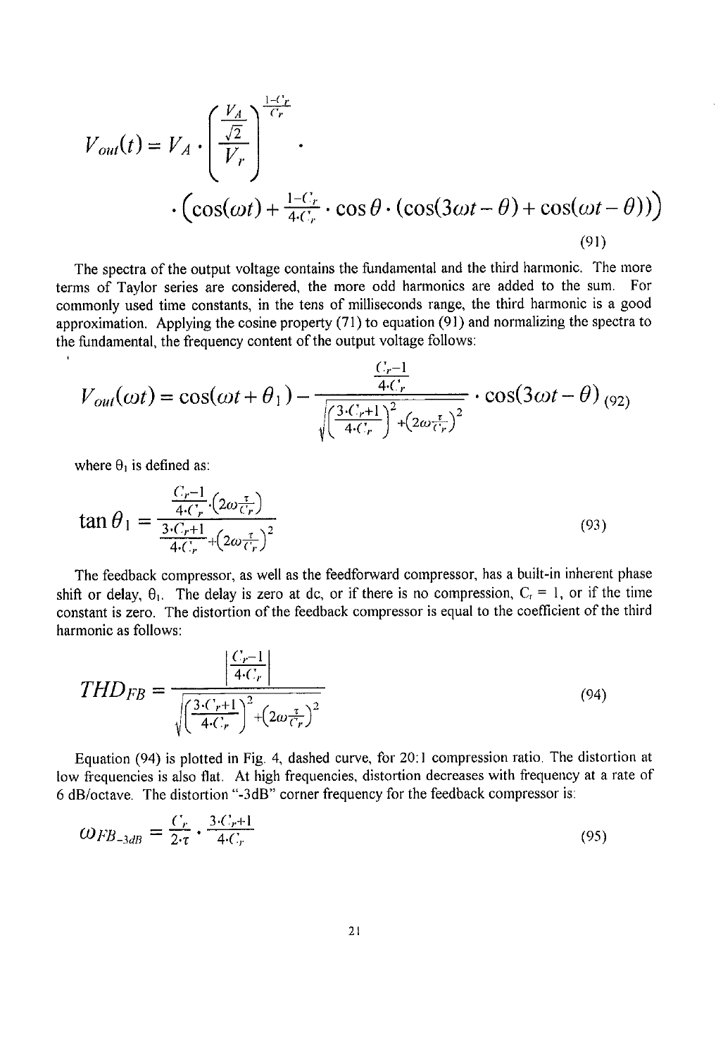$$V_{out}(t) = V_A \cdot \left( \frac{\frac{V_A}{\sqrt{2}}}{V_r} \right)^{\frac{1-C_r}{C_r}} \cdot$$

$$\cdot \left( \cos(\omega t) + \tfrac{1-C_r}{4 \cdot C_r} \cdot \cos\theta \cdot (\cos(3\omega t - \theta) + \cos(\omega t - \theta)) \right) \tag{91}$$

The spectra of the output voltage contains the fundamental and the third harmonic. The more terms of Taylor series are considered, the more odd harmonics are added to the sum. For commonly used time constants, in the tens of milliseconds range, the third harmonic is a good approximation. Applying the cosine property (71) to equation (91) and normalizing the spectra to the fundamental, the frequency content of the output voltage follows:

$$V_{out}(\omega t) = \cos(\omega t + \theta_1) - \frac{\frac{C_r - 1}{4 \cdot C_r}}{\sqrt{\left(\frac{3 \cdot C_r + 1}{4 \cdot C_r}\right)^2 + \left(2\omega \frac{\tau}{C_r}\right)^2}} \cdot \cos(3\omega t - \theta) \tag{92}$$

where $\theta_1$ is defined as:

$$\tan\theta_1 = \frac{\frac{C_r - 1}{4 \cdot C_r} \cdot \left(2\omega \frac{\tau}{C_r}\right)}{\frac{3 \cdot C_r + 1}{4 \cdot C_r} + \left(2\omega \frac{\tau}{C_r}\right)^2} \tag{93}$$

The feedback compressor, as well as the feedforward compressor, has a built-in inherent phase shift or delay, $\theta_1$. The delay is zero at dc, or if there is no compression, $C_r = 1$, or if the time constant is zero. The distortion of the feedback compressor is equal to the coefficient of the third harmonic as follows:

$$THD_{FB} = \frac{\left| \frac{C_r - 1}{4 \cdot C_r} \right|}{\sqrt{\left(\frac{3 \cdot C_r + 1}{4 \cdot C_r}\right)^2 + \left(2\omega \frac{\tau}{C_r}\right)^2}} \tag{94}$$

Equation (94) is plotted in Fig. 4, dashed curve, for 20:1 compression ratio. The distortion at low frequencies is also flat. At high frequencies, distortion decreases with frequency at a rate of 6 dB/octave. The distortion "-3dB" corner frequency for the feedback compressor is:

$$\omega_{FB_{-3dB}} = \frac{C_r}{2 \cdot \tau} \cdot \frac{3 \cdot C_r + 1}{4 \cdot C_r} \tag{95}$$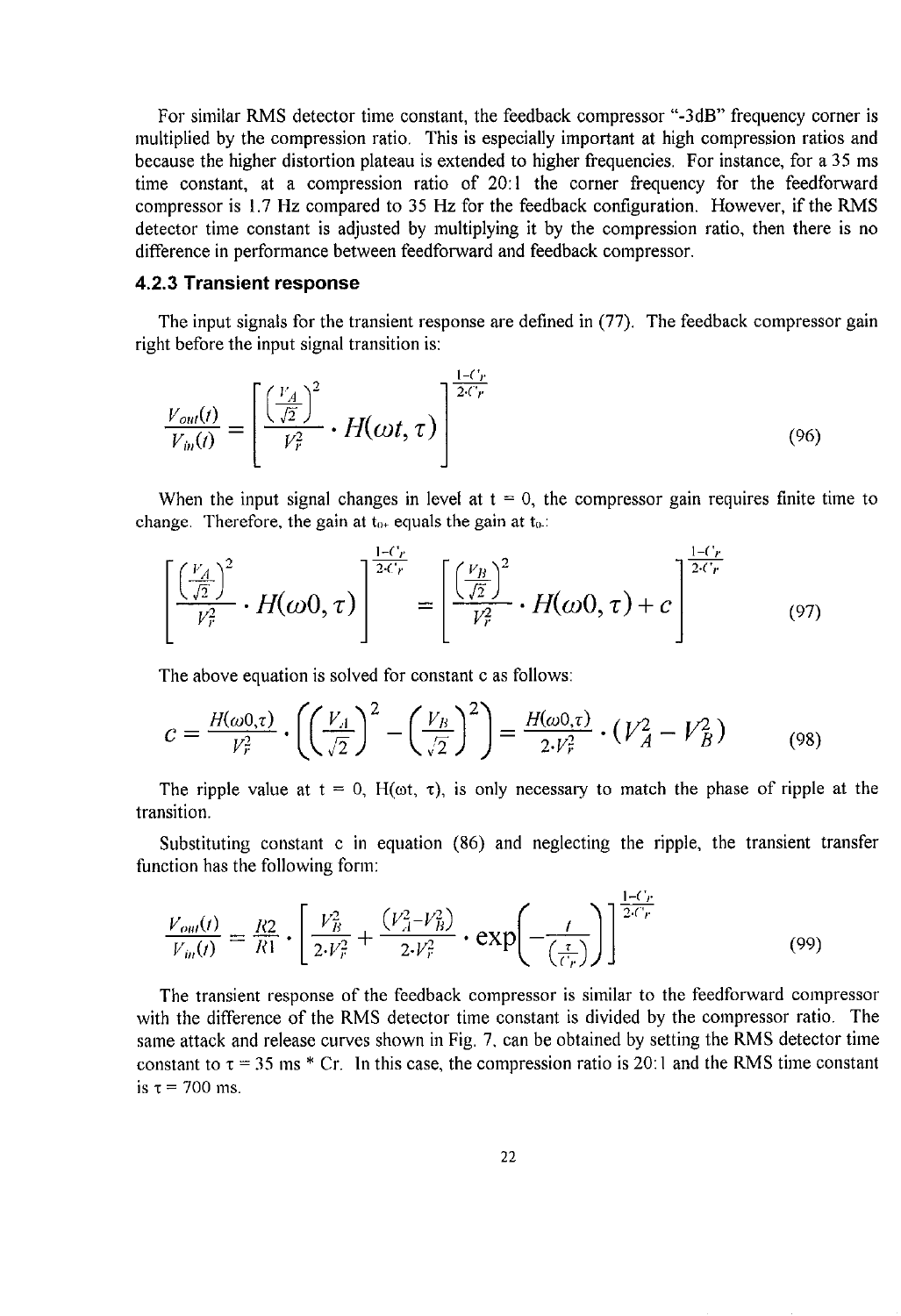For similar RMS detector time constant, the feedback compressor "-3dB" frequency corner is multiplied by the compression ratio. This is especially important at high compression ratios and because the higher distortion plateau is extended to higher frequencies. For instance, for a 35 ms time constant, at a compression ratio of 20:1 the corner frequency for the feedforward compressor is 1.7 Hz compared to 35 Hz for the feedback configuration. However, if the RMS detector time constant is adjusted by multiplying it by the compression ratio, then there is no difference in performance between feedforward and feedback compressor.

### 4.2.3 Transient response

The input signals for the transient response are defined in (77). The feedback compressor gain right before the input signal transition is:

$$\frac{V_{out}(t)}{V_{in}(t)} = \left[\frac{\left(\frac{V_A}{\sqrt{2}}\right)^2}{V_r^2} \cdot H(\omega t, \tau)\right]^{\frac{1-C_r}{2 \cdot C_r}} \tag{96}$$

When the input signal changes in level at t = 0, the compressor gain requires finite time to change. Therefore, the gain at $t_{0+}$ equals the gain at $t_{0-}$:

$$\left[\frac{\left(\frac{V_A}{\sqrt{2}}\right)^2}{V_r^2} \cdot H(\omega 0, \tau)\right]^{\frac{1-C_r}{2 \cdot C_r}} = \left[\frac{\left(\frac{V_B}{\sqrt{2}}\right)^2}{V_r^2} \cdot H(\omega 0, \tau) + c\right]^{\frac{1-C_r}{2 \cdot C_r}} \tag{97}$$

The above equation is solved for constant c as follows:

$$c = \frac{H(\omega 0, \tau)}{V_r^2} \cdot \left(\left(\frac{V_A}{\sqrt{2}}\right)^2 - \left(\frac{V_B}{\sqrt{2}}\right)^2\right) = \frac{H(\omega 0, \tau)}{2 \cdot V_r^2} \cdot \left(V_A^2 - V_B^2\right) \tag{98}$$

The ripple value at t = 0, $H(\omega t, \tau)$, is only necessary to match the phase of ripple at the transition.

Substituting constant c in equation (86) and neglecting the ripple, the transient transfer function has the following form:

$$\frac{V_{out}(t)}{V_{in}(t)} = \frac{R2}{R1} \cdot \left[\frac{V_B^2}{2 \cdot V_r^2} + \frac{\left(V_A^2 - V_B^2\right)}{2 \cdot V_r^2} \cdot \exp\left(-\frac{t}{\left(\frac{\tau}{C_r}\right)}\right)\right]^{\frac{1-C_r}{2 \cdot C_r}} \tag{99}$$

The transient response of the feedback compressor is similar to the feedforward compressor with the difference of the RMS detector time constant is divided by the compressor ratio. The same attack and release curves shown in Fig. 7, can be obtained by setting the RMS detector time constant to $\tau$ = 35 ms * Cr. In this case, the compression ratio is 20:1 and the RMS time constant is $\tau$ = 700 ms.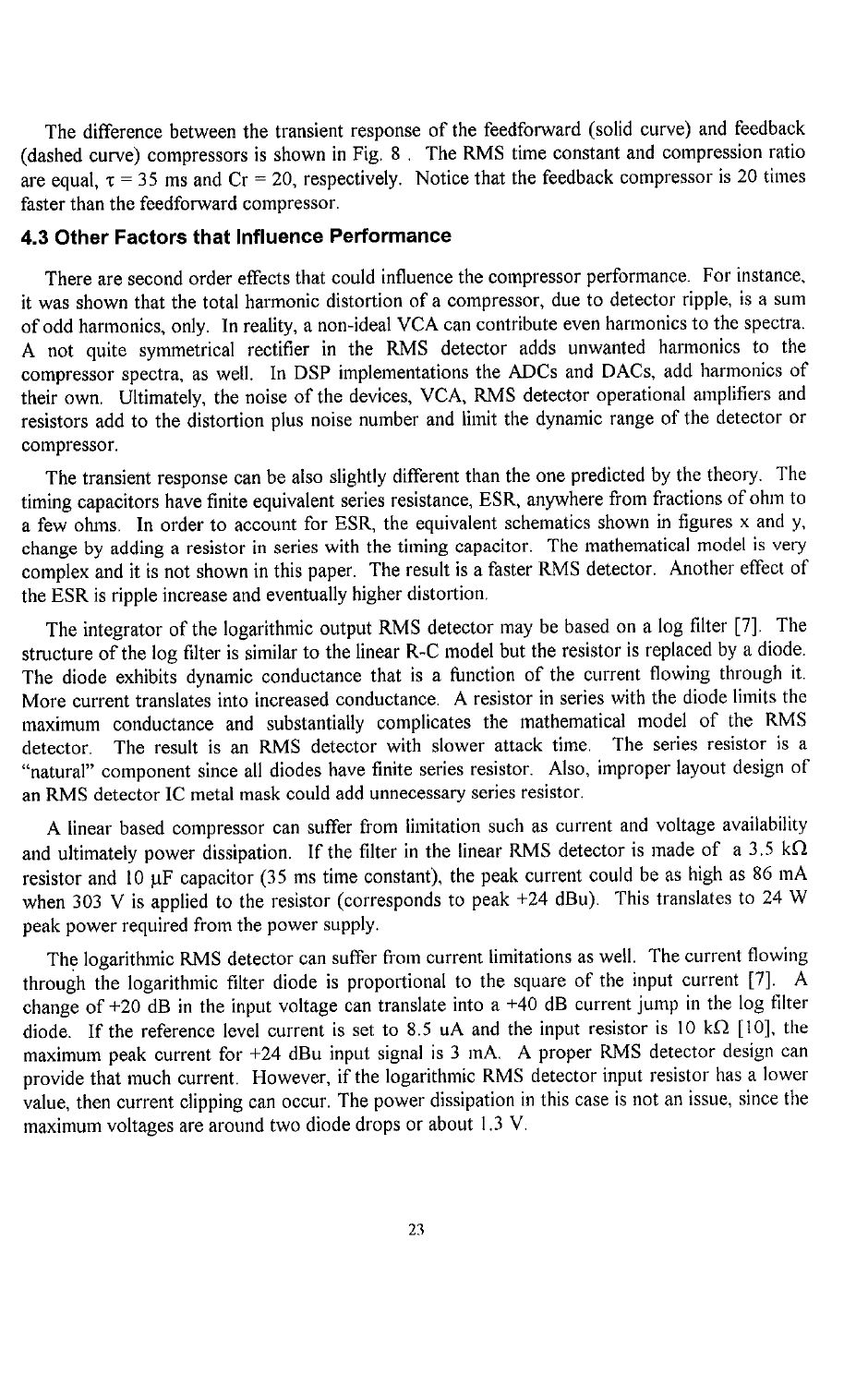The difference between the transient response of the feedforward (solid curve) and feedback (dashed curve) compressors is shown in Fig. 8 . The RMS time constant and compression ratio are equal, $\tau = 35$ ms and Cr = 20, respectively. Notice that the feedback compressor is 20 times faster than the feedforward compressor.

### 4.3 Other Factors that Influence Performance

There are second order effects that could influence the compressor performance. For instance, it was shown that the total harmonic distortion of a compressor, due to detector ripple, is a sum of odd harmonics, only. In reality, a non-ideal VCA can contribute even harmonics to the spectra. A not quite symmetrical rectifier in the RMS detector adds unwanted harmonics to the compressor spectra, as well. In DSP implementations the ADCs and DACs, add harmonics of their own. Ultimately, the noise of the devices, VCA, RMS detector operational amplifiers and resistors add to the distortion plus noise number and limit the dynamic range of the detector or compressor.

The transient response can be also slightly different than the one predicted by the theory. The timing capacitors have finite equivalent series resistance, ESR, anywhere from fractions of ohm to a few ohms. In order to account for ESR, the equivalent schematics shown in figures x and y, change by adding a resistor in series with the timing capacitor. The mathematical model is very complex and it is not shown in this paper. The result is a faster RMS detector. Another effect of the ESR is ripple increase and eventually higher distortion.

The integrator of the logarithmic output RMS detector may be based on a log filter [7]. The structure of the log filter is similar to the linear R-C model but the resistor is replaced by a diode. The diode exhibits dynamic conductance that is a function of the current flowing through it. More current translates into increased conductance. A resistor in series with the diode limits the maximum conductance and substantially complicates the mathematical model of the RMS detector. The result is an RMS detector with slower attack time. The series resistor is a "natural" component since all diodes have finite series resistor. Also, improper layout design of an RMS detector IC metal mask could add unnecessary series resistor.

A linear based compressor can suffer from limitation such as current and voltage availability and ultimately power dissipation. If the filter in the linear RMS detector is made of a 3.5 kΩ resistor and 10 μF capacitor (35 ms time constant), the peak current could be as high as 86 mA when 303 V is applied to the resistor (corresponds to peak +24 dBu). This translates to 24 W peak power required from the power supply.

The logarithmic RMS detector can suffer from current limitations as well. The current flowing through the logarithmic filter diode is proportional to the square of the input current [7]. A change of +20 dB in the input voltage can translate into a +40 dB current jump in the log filter diode. If the reference level current is set to 8.5 uA and the input resistor is 10 kΩ [10], the maximum peak current for +24 dBu input signal is 3 mA. A proper RMS detector design can provide that much current. However, if the logarithmic RMS detector input resistor has a lower value, then current clipping can occur. The power dissipation in this case is not an issue, since the maximum voltages are around two diode drops or about 1.3 V.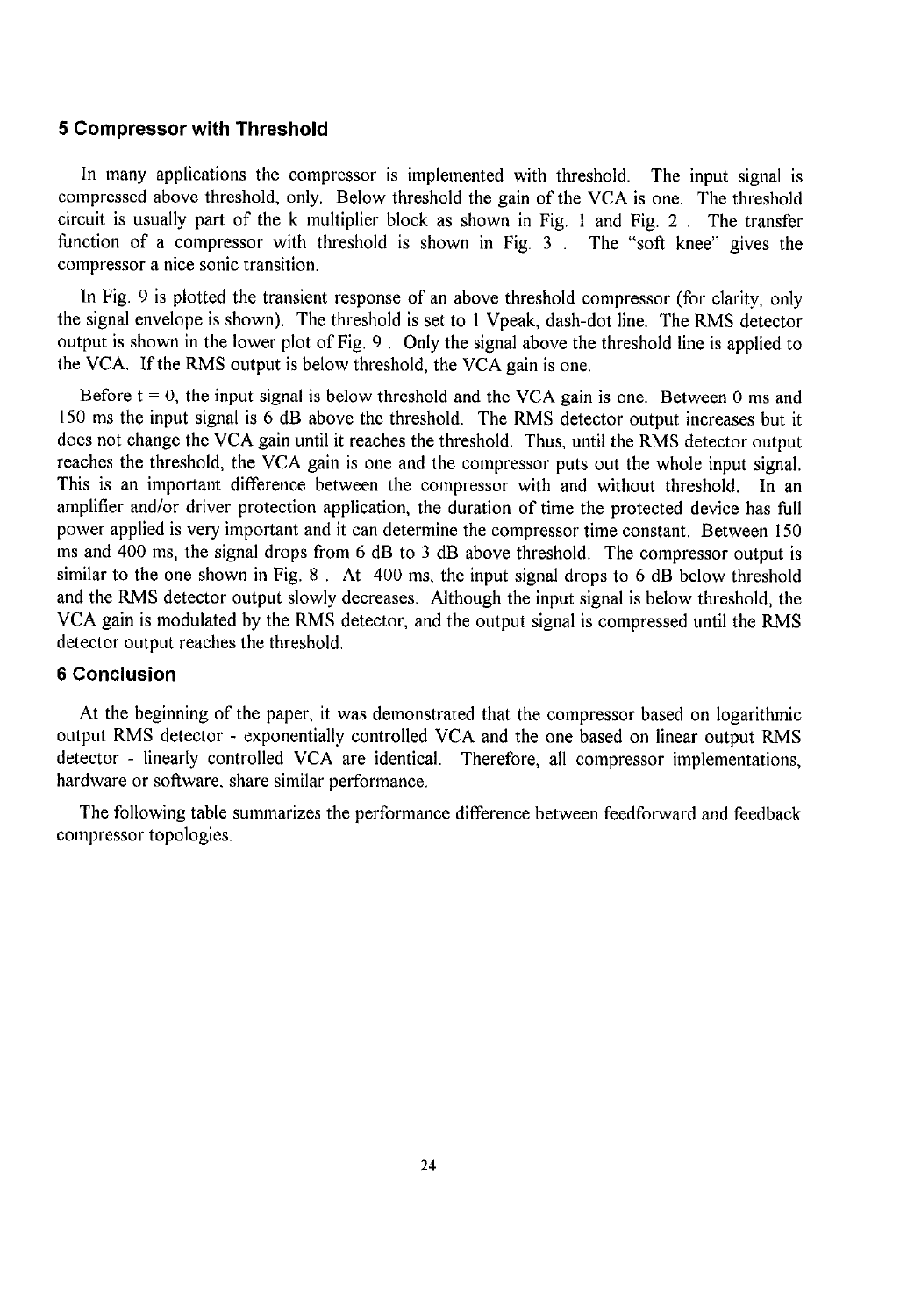## 5 Compressor with Threshold

In many applications the compressor is implemented with threshold. The input signal is compressed above threshold, only. Below threshold the gain of the VCA is one. The threshold circuit is usually part of the k multiplier block as shown in Fig. 1 and Fig. 2 . The transfer function of a compressor with threshold is shown in Fig. 3 . The "soft knee" gives the compressor a nice sonic transition.

In Fig. 9 is plotted the transient response of an above threshold compressor (for clarity, only the signal envelope is shown). The threshold is set to 1 Vpeak, dash-dot line. The RMS detector output is shown in the lower plot of Fig. 9 . Only the signal above the threshold line is applied to the VCA. If the RMS output is below threshold, the VCA gain is one.

Before t = 0, the input signal is below threshold and the VCA gain is one. Between 0 ms and 150 ms the input signal is 6 dB above the threshold. The RMS detector output increases but it does not change the VCA gain until it reaches the threshold. Thus, until the RMS detector output reaches the threshold, the VCA gain is one and the compressor puts out the whole input signal. This is an important difference between the compressor with and without threshold. In an amplifier and/or driver protection application, the duration of time the protected device has full power applied is very important and it can determine the compressor time constant. Between 150 ms and 400 ms, the signal drops from 6 dB to 3 dB above threshold. The compressor output is similar to the one shown in Fig. 8 . At 400 ms, the input signal drops to 6 dB below threshold and the RMS detector output slowly decreases. Although the input signal is below threshold, the VCA gain is modulated by the RMS detector, and the output signal is compressed until the RMS detector output reaches the threshold.

## 6 Conclusion

At the beginning of the paper, it was demonstrated that the compressor based on logarithmic output RMS detector - exponentially controlled VCA and the one based on linear output RMS detector - linearly controlled VCA are identical. Therefore, all compressor implementations, hardware or software, share similar performance.

The following table summarizes the performance difference between feedforward and feedback compressor topologies.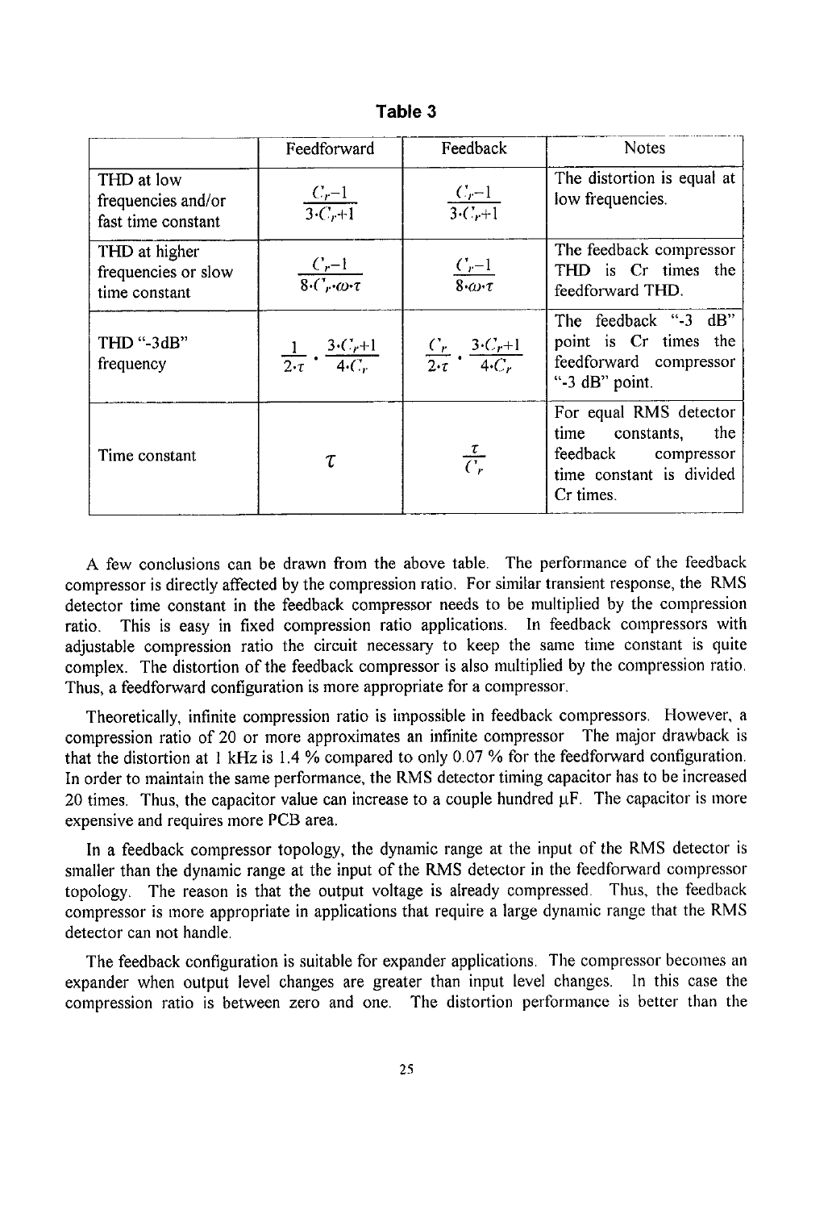**Table 3**

| | Feedforward | Feedback | Notes |
|---|---|---|---|
| THD at low frequencies and/or fast time constant | $\frac{C_r-1}{3 \cdot C_r+1}$ | $\frac{C_r-1}{3 \cdot C_r+1}$ | The distortion is equal at low frequencies. |
| THD at higher frequencies or slow time constant | $\frac{C_r-1}{8 \cdot C_r \cdot \omega \cdot \tau}$ | $\frac{C_r-1}{8 \cdot \omega \cdot \tau}$ | The feedback compressor THD is Cr times the feedforward THD. |
| THD "-3dB" frequency | $\frac{1}{2 \cdot \tau} \cdot \frac{3 \cdot C_r+1}{4 \cdot C_r}$ | $\frac{C_r}{2 \cdot \tau} \cdot \frac{3 \cdot C_r+1}{4 \cdot C_r}$ | The feedback "-3 dB" point is Cr times the feedforward compressor "-3 dB" point. |
| Time constant | $\tau$ | $\frac{\tau}{C_r}$ | For equal RMS detector time constants, the feedback compressor time constant is divided Cr times. |

A few conclusions can be drawn from the above table. The performance of the feedback compressor is directly affected by the compression ratio. For similar transient response, the RMS detector time constant in the feedback compressor needs to be multiplied by the compression ratio. This is easy in fixed compression ratio applications. In feedback compressors with adjustable compression ratio the circuit necessary to keep the same time constant is quite complex. The distortion of the feedback compressor is also multiplied by the compression ratio. Thus, a feedforward configuration is more appropriate for a compressor.

Theoretically, infinite compression ratio is impossible in feedback compressors. However, a compression ratio of 20 or more approximates an infinite compressor The major drawback is that the distortion at 1 kHz is 1.4 % compared to only 0.07 % for the feedforward configuration. In order to maintain the same performance, the RMS detector timing capacitor has to be increased 20 times. Thus, the capacitor value can increase to a couple hundred µF. The capacitor is more expensive and requires more PCB area.

In a feedback compressor topology, the dynamic range at the input of the RMS detector is smaller than the dynamic range at the input of the RMS detector in the feedforward compressor topology. The reason is that the output voltage is already compressed. Thus, the feedback compressor is more appropriate in applications that require a large dynamic range that the RMS detector can not handle.

The feedback configuration is suitable for expander applications. The compressor becomes an expander when output level changes are greater than input level changes. In this case the compression ratio is between zero and one. The distortion performance is better than the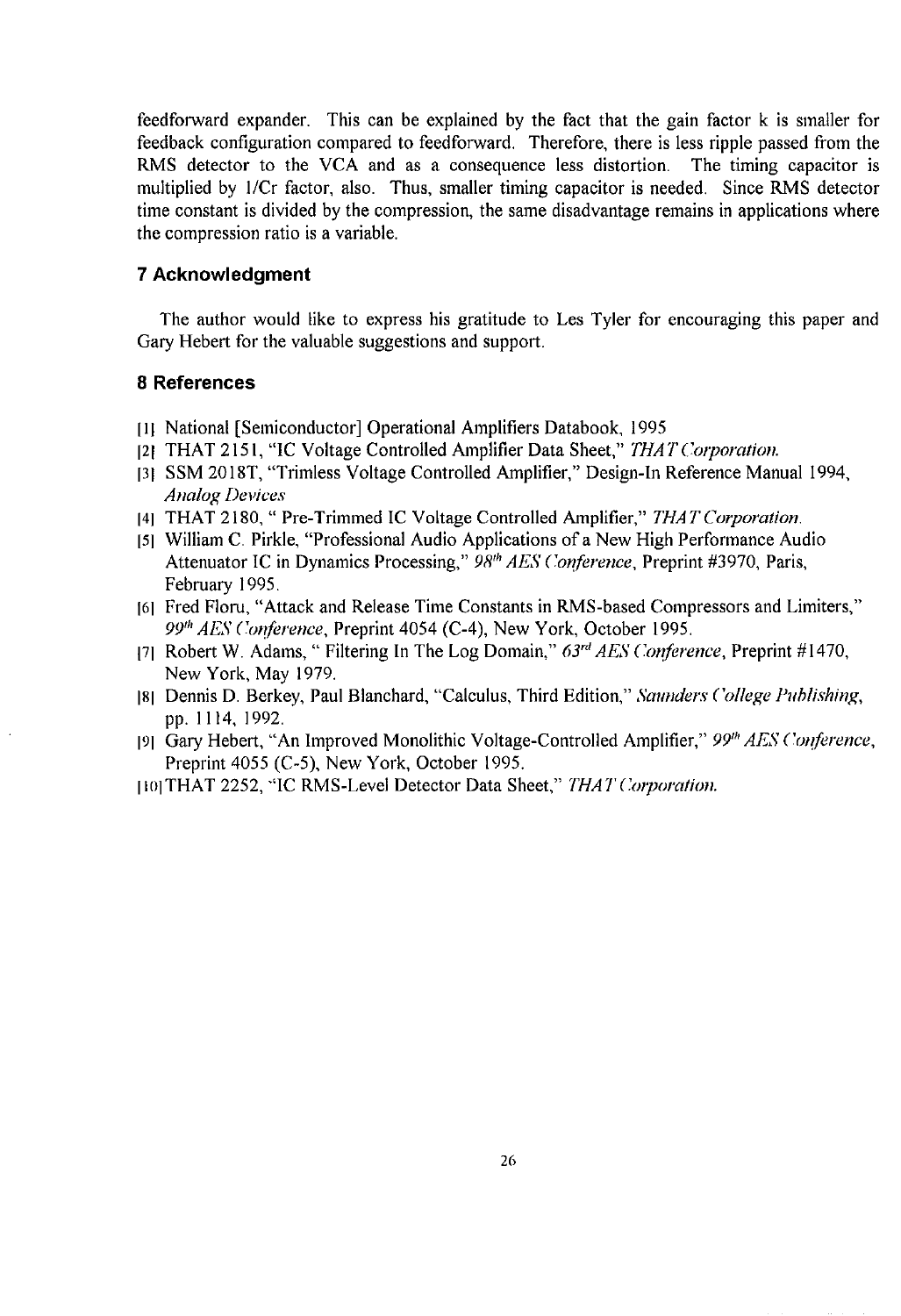feedforward expander. This can be explained by the fact that the gain factor k is smaller for feedback configuration compared to feedforward. Therefore, there is less ripple passed from the RMS detector to the VCA and as a consequence less distortion. The timing capacitor is multiplied by 1/Cr factor, also. Thus, smaller timing capacitor is needed. Since RMS detector time constant is divided by the compression, the same disadvantage remains in applications where the compression ratio is a variable.

## 7 Acknowledgment

The author would like to express his gratitude to Les Tyler for encouraging this paper and Gary Hebert for the valuable suggestions and support.

## 8 References

[1] National [Semiconductor] Operational Amplifiers Databook, 1995

[2] THAT 2151, "IC Voltage Controlled Amplifier Data Sheet," *THAT Corporation.*

[3] SSM 2018T, "Trimless Voltage Controlled Amplifier," Design-In Reference Manual 1994, *Analog Devices*

[4] THAT 2180, " Pre-Trimmed IC Voltage Controlled Amplifier," *THAT Corporation.*

[5] William C. Pirkle, "Professional Audio Applications of a New High Performance Audio Attenuator IC in Dynamics Processing," *98th AES Conference*, Preprint #3970, Paris, February 1995.

[6] Fred Floru, "Attack and Release Time Constants in RMS-based Compressors and Limiters," *99th AES Conference*, Preprint 4054 (C-4), New York, October 1995.

[7] Robert W. Adams, " Filtering In The Log Domain," *63rd AES Conference*, Preprint #1470, New York, May 1979.

[8] Dennis D. Berkey, Paul Blanchard, "Calculus, Third Edition," *Saunders College Publishing*, pp. 1114, 1992.

[9] Gary Hebert, "An Improved Monolithic Voltage-Controlled Amplifier," *99th AES Conference*, Preprint 4055 (C-5), New York, October 1995.

[10] THAT 2252, "IC RMS-Level Detector Data Sheet," *THAT Corporation.*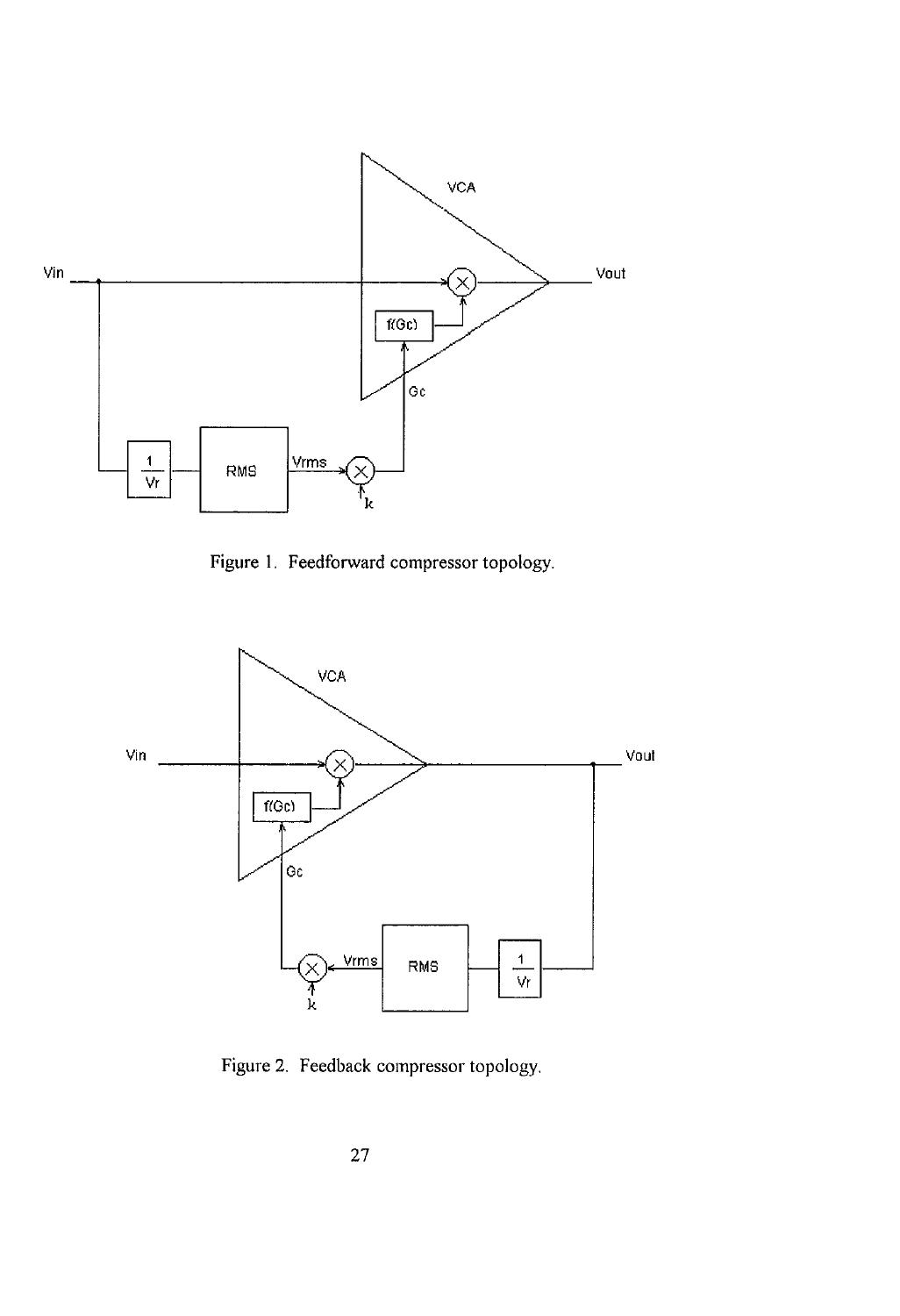Figure 1. Feedforward compressor topology.

Figure 2. Feedback compressor topology.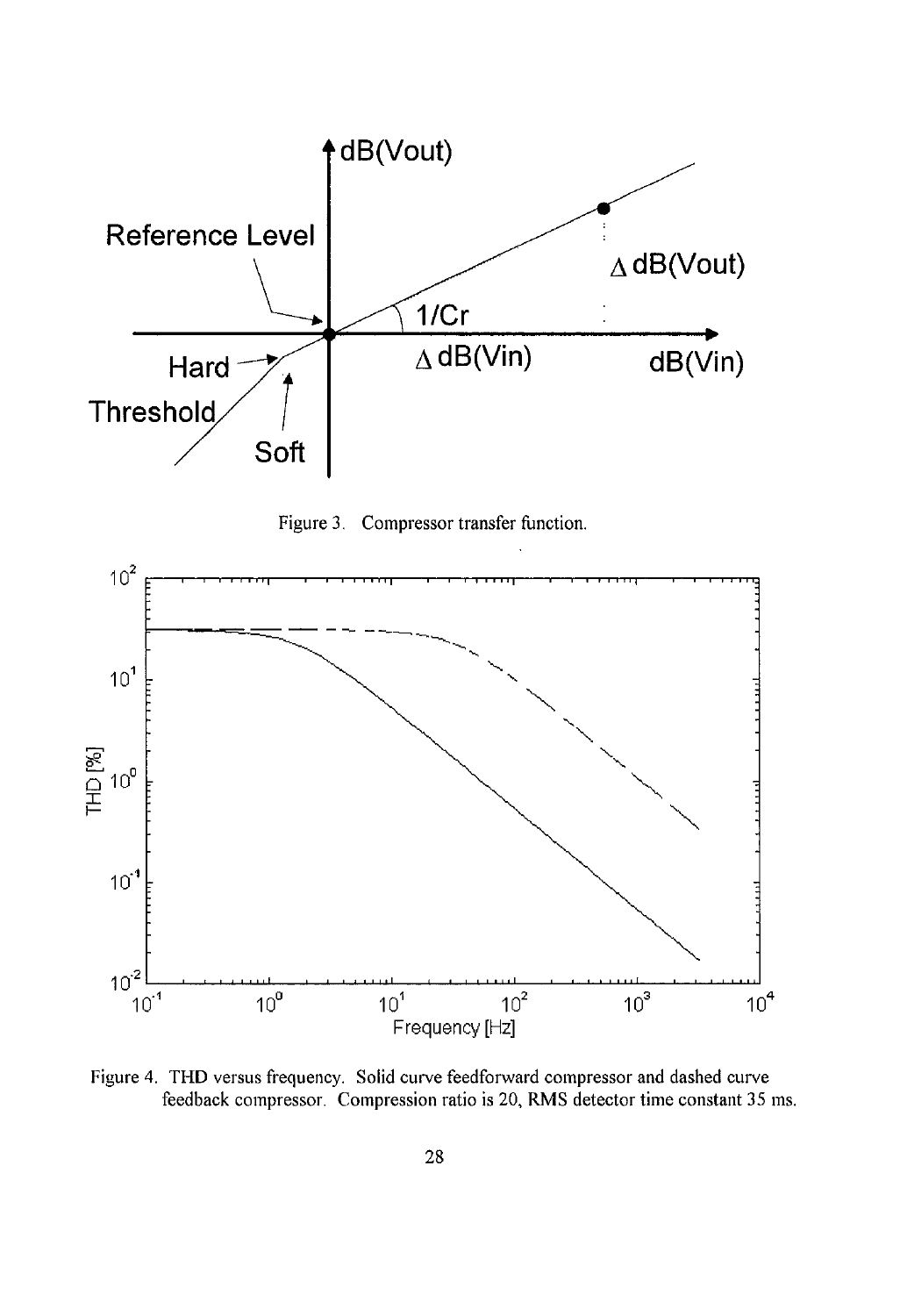Figure 3. Compressor transfer function.

Figure 4. THD versus frequency. Solid curve feedforward compressor and dashed curve feedback compressor. Compression ratio is 20, RMS detector time constant 35 ms.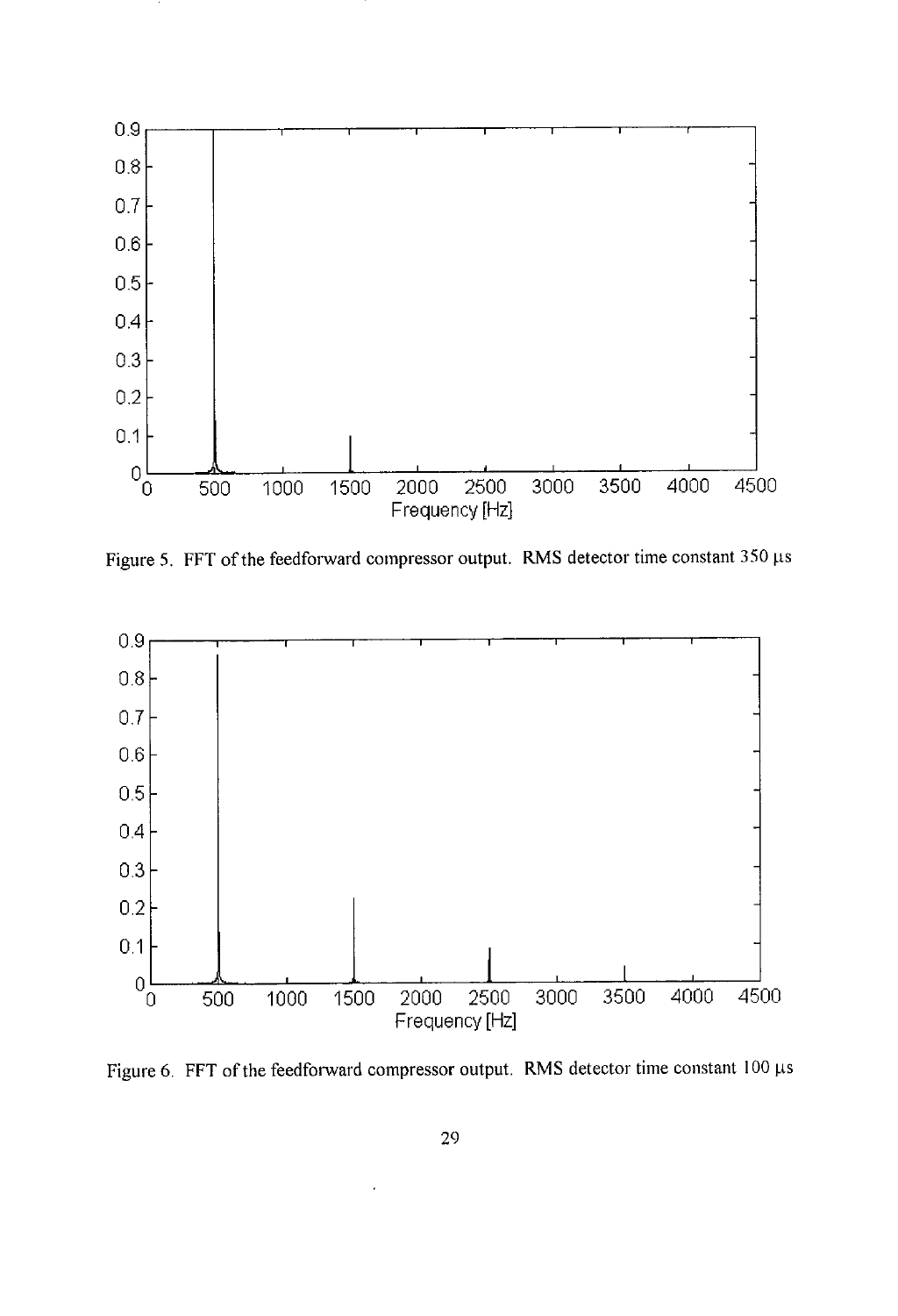Figure 5. FFT of the feedforward compressor output. RMS detector time constant 350 μs

Figure 6. FFT of the feedforward compressor output. RMS detector time constant 100 μs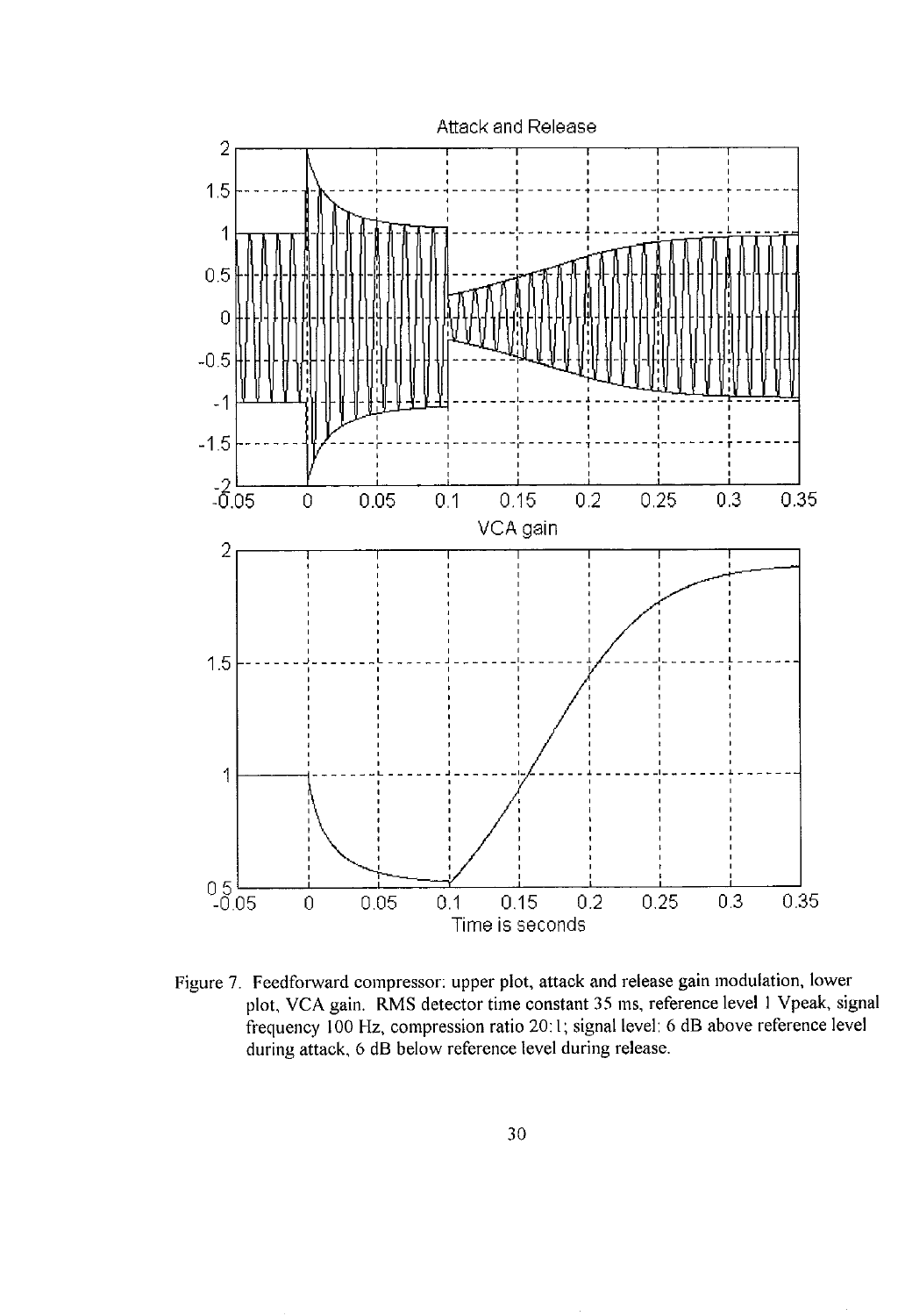Figure 7. Feedforward compressor: upper plot, attack and release gain modulation, lower plot, VCA gain. RMS detector time constant 35 ms, reference level 1 Vpeak, signal frequency 100 Hz, compression ratio 20:1; signal level: 6 dB above reference level during attack, 6 dB below reference level during release.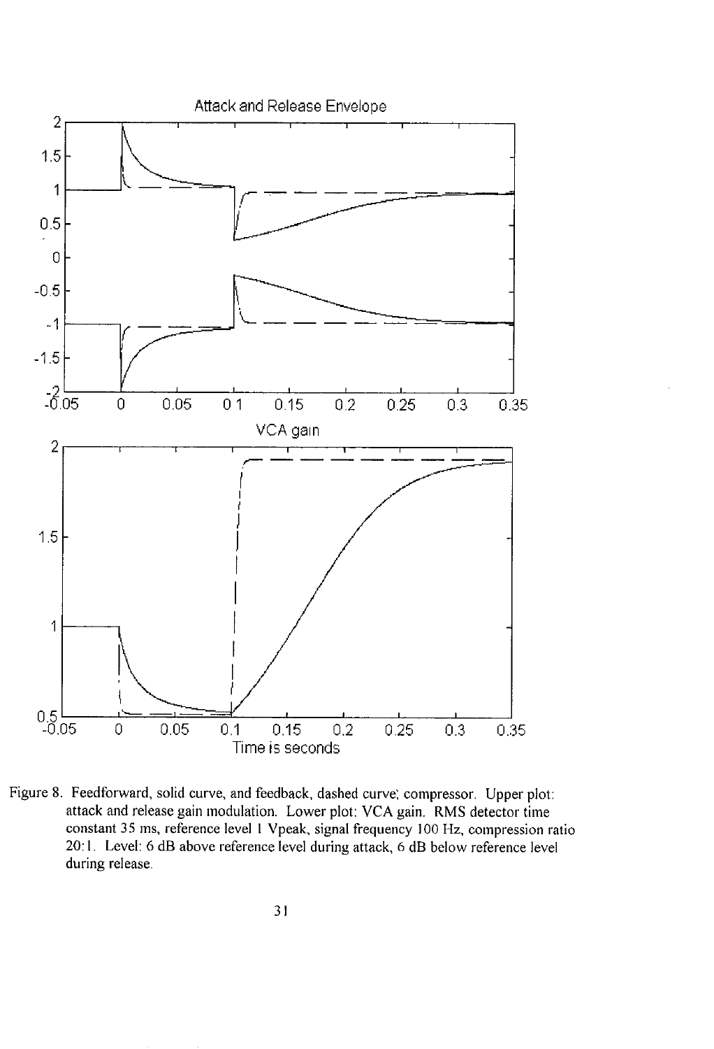Figure 8. Feedforward, solid curve, and feedback, dashed curve; compressor. Upper plot: attack and release gain modulation. Lower plot: VCA gain. RMS detector time constant 35 ms, reference level 1 Vpeak, signal frequency 100 Hz, compression ratio 20:1. Level: 6 dB above reference level during attack, 6 dB below reference level during release.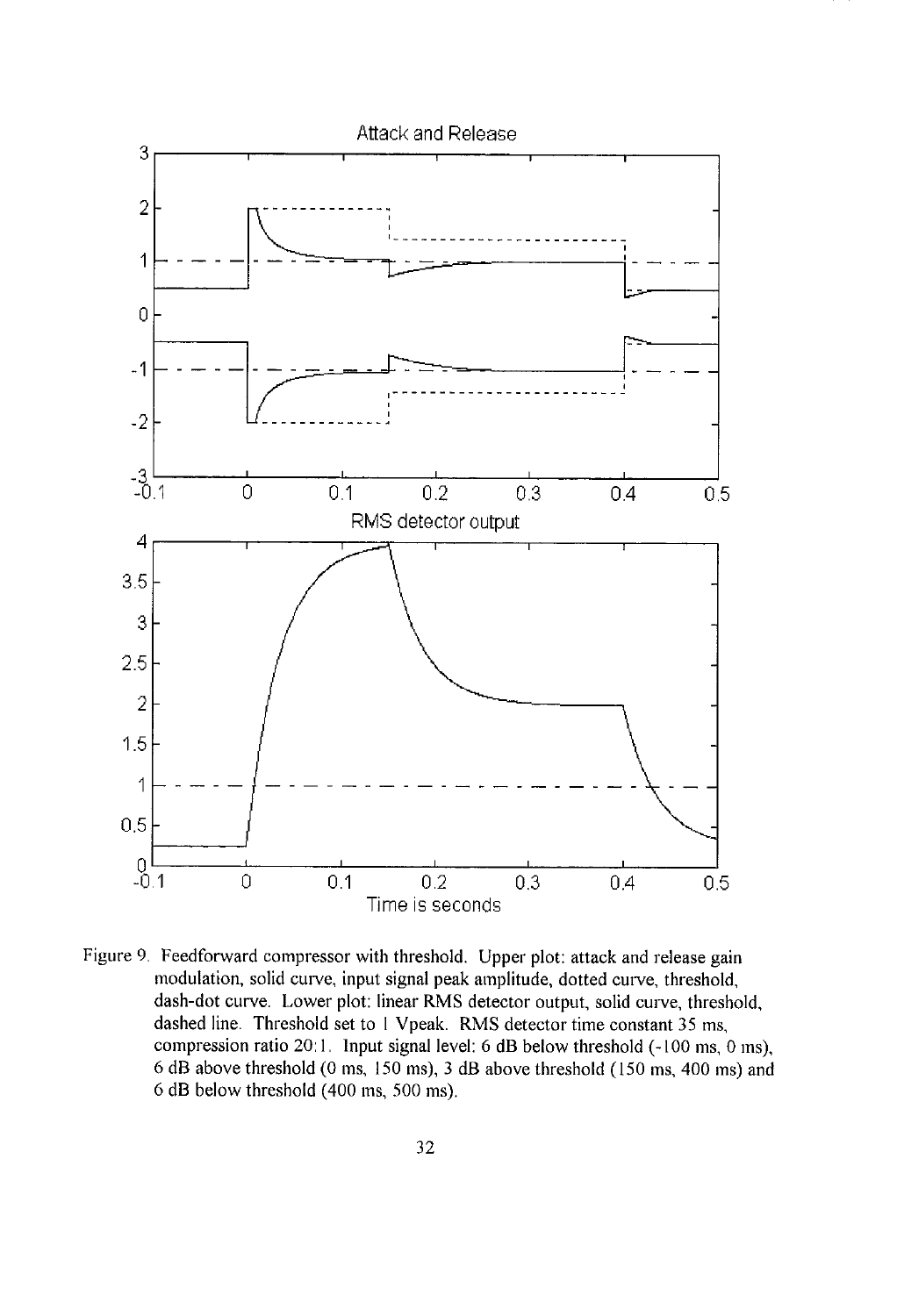Attack and Release

3
2
1
0
-1
-2
-3

-0.1 0 0.1 0.2 0.3 0.4 0.5

RMS detector output

4
3.5
3
2.5
2
1.5
1
0.5
0

-0.1 0 0.1 0.2 0.3 0.4 0.5

Time is seconds

Figure 9. Feedforward compressor with threshold. Upper plot: attack and release gain modulation, solid curve, input signal peak amplitude, dotted curve, threshold, dash-dot curve. Lower plot: linear RMS detector output, solid curve, threshold, dashed line. Threshold set to 1 Vpeak. RMS detector time constant 35 ms, compression ratio 20:1. Input signal level: 6 dB below threshold (-100 ms, 0 ms), 6 dB above threshold (0 ms, 150 ms), 3 dB above threshold (150 ms, 400 ms) and 6 dB below threshold (400 ms, 500 ms).